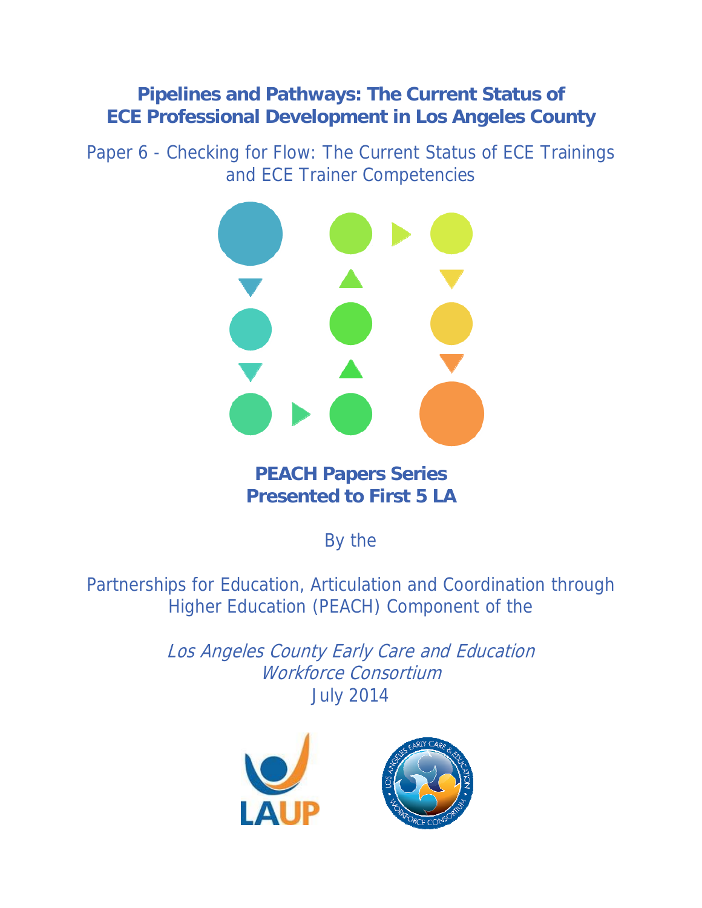# Pipelines and Pathways: The Current Status of ECE Professional Development in Los Angeles County

## Paper 6 - Checking for Flow: The Current Status of ECE Trainings and ECE Trainer Competencies

**PEACH Papers Series**
**Presented to First 5 LA**

By the

Partnerships for Education, Articulation and Coordination through Higher Education (PEACH) Component of the

*Los Angeles County Early Care and Education Workforce Consortium*
July 2014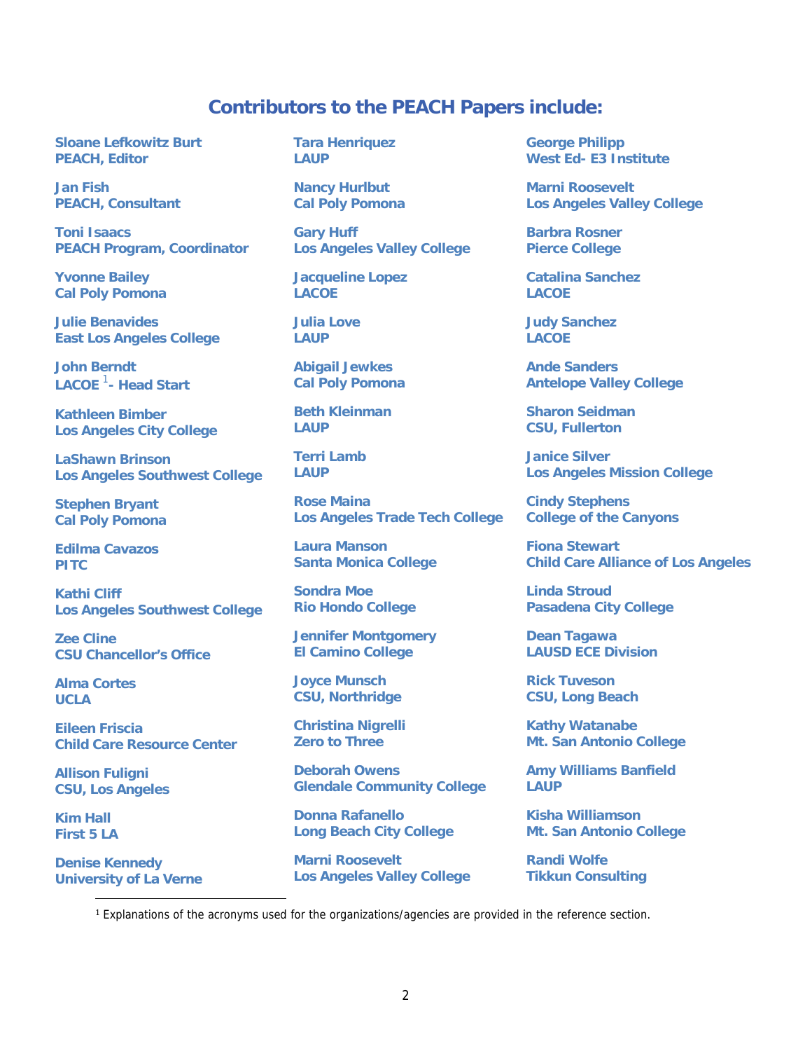## Contributors to the PEACH Papers include:

**Sloane Lefkowitz Burt**
**PEACH, Editor**

**Jan Fish**
**PEACH, Consultant**

**Toni Isaacs**
**PEACH Program, Coordinator**

**Yvonne Bailey**
**Cal Poly Pomona**

**Julie Benavides**
**East Los Angeles College**

**John Berndt**
**LACOE [1]- Head Start**

**Kathleen Bimber**
**Los Angeles City College**

**LaShawn Brinson**
**Los Angeles Southwest College**

**Stephen Bryant**
**Cal Poly Pomona**

**Edilma Cavazos**
**PITC**

**Kathi Cliff**
**Los Angeles Southwest College**

**Zee Cline**
**CSU Chancellor's Office**

**Alma Cortes**
**UCLA**

**Eileen Friscia**
**Child Care Resource Center**

**Allison Fuligni**
**CSU, Los Angeles**

**Kim Hall**
**First 5 LA**

**Denise Kennedy**
**University of La Verne**

**Tara Henriquez**
**LAUP**

**Nancy Hurlbut**
**Cal Poly Pomona**

**Gary Huff**
**Los Angeles Valley College**

**Jacqueline Lopez**
**LACOE**

**Julia Love**
**LAUP**

**Abigail Jewkes**
**Cal Poly Pomona**

**Beth Kleinman**
**LAUP**

**Terri Lamb**
**LAUP**

**Rose Maina**
**Los Angeles Trade Tech College**

**Laura Manson**
**Santa Monica College**

**Sondra Moe**
**Rio Hondo College**

**Jennifer Montgomery**
**El Camino College**

**Joyce Munsch**
**CSU, Northridge**

**Christina Nigrelli**
**Zero to Three**

**Deborah Owens**
**Glendale Community College**

**Donna Rafanello**
**Long Beach City College**

**Marni Roosevelt**
**Los Angeles Valley College**

**George Philipp**
**West Ed- E3 Institute**

**Marni Roosevelt**
**Los Angeles Valley College**

**Barbra Rosner**
**Pierce College**

**Catalina Sanchez**
**LACOE**

**Judy Sanchez**
**LACOE**

**Ande Sanders**
**Antelope Valley College**

**Sharon Seidman**
**CSU, Fullerton**

**Janice Silver**
**Los Angeles Mission College**

**Cindy Stephens**
**College of the Canyons**

**Fiona Stewart**
**Child Care Alliance of Los Angeles**

**Linda Stroud**
**Pasadena City College**

**Dean Tagawa**
**LAUSD ECE Division**

**Rick Tuveson**
**CSU, Long Beach**

**Kathy Watanabe**
**Mt. San Antonio College**

**Amy Williams Banfield**
**LAUP**

**Kisha Williamson**
**Mt. San Antonio College**

**Randi Wolfe**
**Tikkun Consulting**

---

[1] Explanations of the acronyms used for the organizations/agencies are provided in the reference section.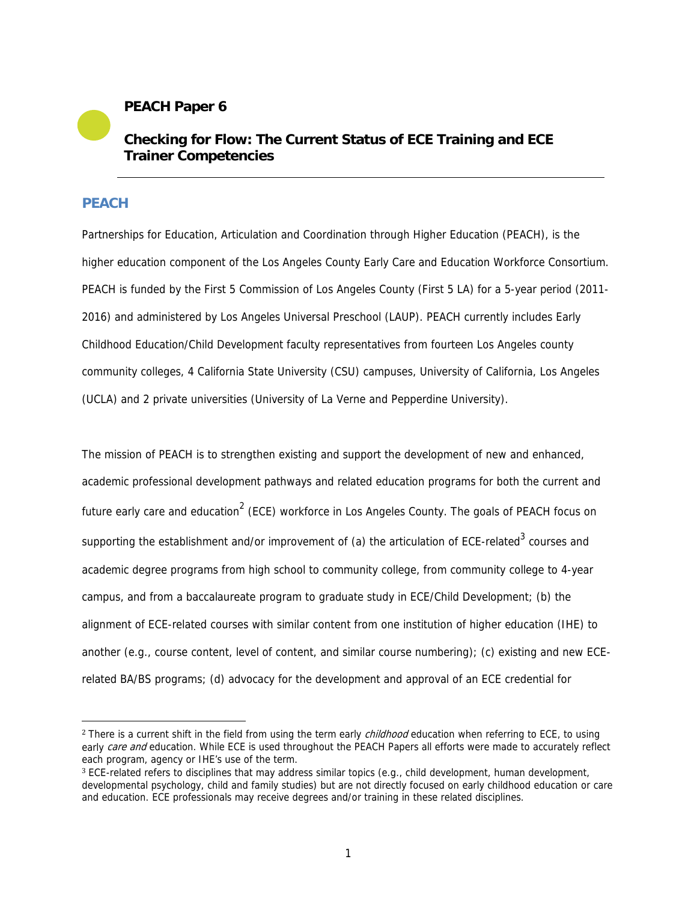# PEACH Paper 6

## Checking for Flow: The Current Status of ECE Training and ECE Trainer Competencies

## PEACH

Partnerships for Education, Articulation and Coordination through Higher Education (PEACH), is the higher education component of the Los Angeles County Early Care and Education Workforce Consortium. PEACH is funded by the First 5 Commission of Los Angeles County (First 5 LA) for a 5-year period (2011-2016) and administered by Los Angeles Universal Preschool (LAUP). PEACH currently includes Early Childhood Education/Child Development faculty representatives from fourteen Los Angeles county community colleges, 4 California State University (CSU) campuses, University of California, Los Angeles (UCLA) and 2 private universities (University of La Verne and Pepperdine University).

The mission of PEACH is to strengthen existing and support the development of new and enhanced, academic professional development pathways and related education programs for both the current and future early care and education[2] (ECE) workforce in Los Angeles County. The goals of PEACH focus on supporting the establishment and/or improvement of (a) the articulation of ECE-related[3] courses and academic degree programs from high school to community college, from community college to 4-year campus, and from a baccalaureate program to graduate study in ECE/Child Development; (b) the alignment of ECE-related courses with similar content from one institution of higher education (IHE) to another (e.g., course content, level of content, and similar course numbering); (c) existing and new ECE-related BA/BS programs; (d) advocacy for the development and approval of an ECE credential for

---

[2] There is a current shift in the field from using the term early *childhood* education when referring to ECE, to using early *care and* education. While ECE is used throughout the PEACH Papers all efforts were made to accurately reflect each program, agency or IHE's use of the term.

[3] ECE-related refers to disciplines that may address similar topics (e.g., child development, human development, developmental psychology, child and family studies) but are not directly focused on early childhood education or care and education. ECE professionals may receive degrees and/or training in these related disciplines.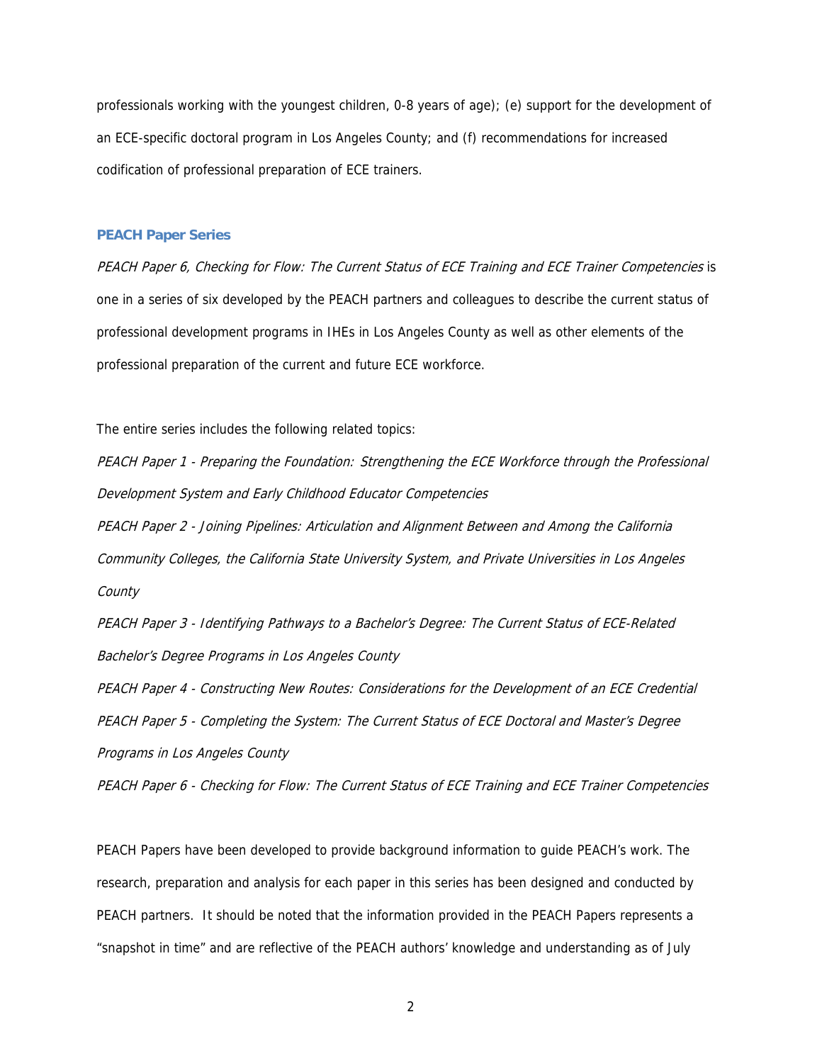professionals working with the youngest children, 0-8 years of age); (e) support for the development of an ECE-specific doctoral program in Los Angeles County; and (f) recommendations for increased codification of professional preparation of ECE trainers.

### PEACH Paper Series

*PEACH Paper 6, Checking for Flow: The Current Status of ECE Training and ECE Trainer Competencies* is one in a series of six developed by the PEACH partners and colleagues to describe the current status of professional development programs in IHEs in Los Angeles County as well as other elements of the professional preparation of the current and future ECE workforce.

The entire series includes the following related topics:

*PEACH Paper 1 - Preparing the Foundation: Strengthening the ECE Workforce through the Professional Development System and Early Childhood Educator Competencies*

*PEACH Paper 2 - Joining Pipelines: Articulation and Alignment Between and Among the California Community Colleges, the California State University System, and Private Universities in Los Angeles County*

*PEACH Paper 3 - Identifying Pathways to a Bachelor's Degree: The Current Status of ECE-Related Bachelor's Degree Programs in Los Angeles County*

*PEACH Paper 4 - Constructing New Routes: Considerations for the Development of an ECE Credential*

*PEACH Paper 5 - Completing the System: The Current Status of ECE Doctoral and Master's Degree Programs in Los Angeles County*

*PEACH Paper 6 - Checking for Flow: The Current Status of ECE Training and ECE Trainer Competencies*

PEACH Papers have been developed to provide background information to guide PEACH's work. The research, preparation and analysis for each paper in this series has been designed and conducted by PEACH partners. It should be noted that the information provided in the PEACH Papers represents a "snapshot in time" and are reflective of the PEACH authors' knowledge and understanding as of July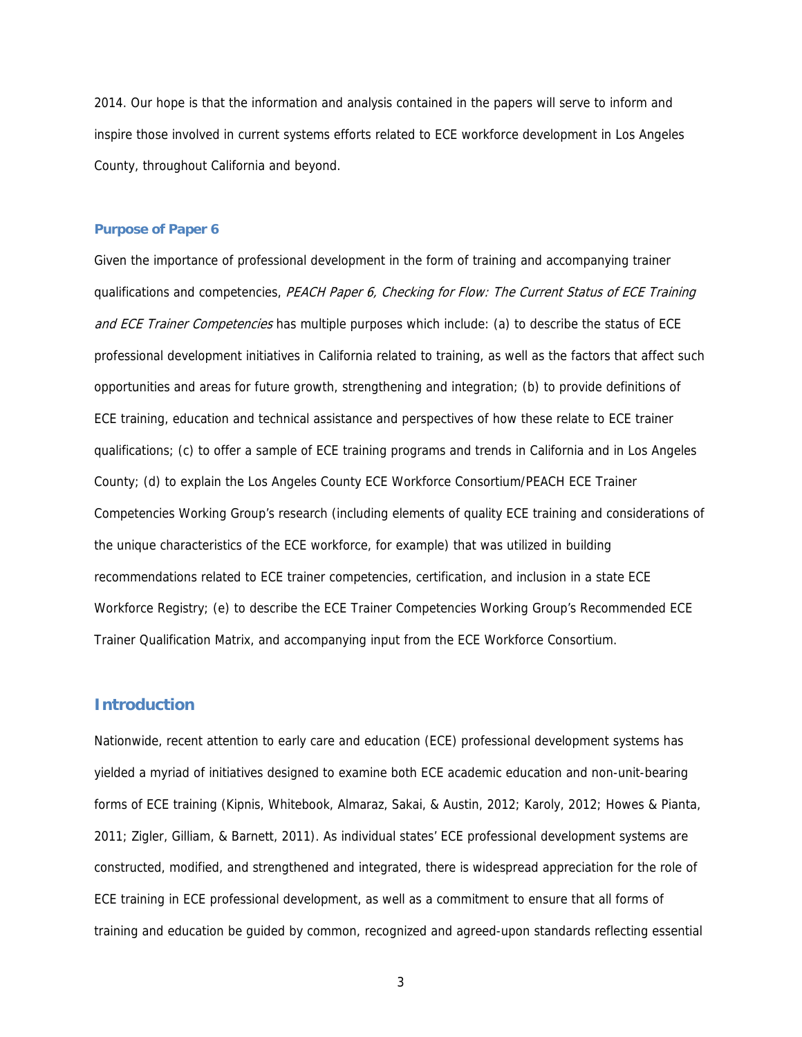2014. Our hope is that the information and analysis contained in the papers will serve to inform and inspire those involved in current systems efforts related to ECE workforce development in Los Angeles County, throughout California and beyond.

### Purpose of Paper 6

Given the importance of professional development in the form of training and accompanying trainer qualifications and competencies, *PEACH Paper 6, Checking for Flow: The Current Status of ECE Training and ECE Trainer Competencies* has multiple purposes which include: (a) to describe the status of ECE professional development initiatives in California related to training, as well as the factors that affect such opportunities and areas for future growth, strengthening and integration; (b) to provide definitions of ECE training, education and technical assistance and perspectives of how these relate to ECE trainer qualifications; (c) to offer a sample of ECE training programs and trends in California and in Los Angeles County; (d) to explain the Los Angeles County ECE Workforce Consortium/PEACH ECE Trainer Competencies Working Group's research (including elements of quality ECE training and considerations of the unique characteristics of the ECE workforce, for example) that was utilized in building recommendations related to ECE trainer competencies, certification, and inclusion in a state ECE Workforce Registry; (e) to describe the ECE Trainer Competencies Working Group's Recommended ECE Trainer Qualification Matrix, and accompanying input from the ECE Workforce Consortium.

## Introduction

Nationwide, recent attention to early care and education (ECE) professional development systems has yielded a myriad of initiatives designed to examine both ECE academic education and non-unit-bearing forms of ECE training (Kipnis, Whitebook, Almaraz, Sakai, & Austin, 2012; Karoly, 2012; Howes & Pianta, 2011; Zigler, Gilliam, & Barnett, 2011). As individual states' ECE professional development systems are constructed, modified, and strengthened and integrated, there is widespread appreciation for the role of ECE training in ECE professional development, as well as a commitment to ensure that all forms of training and education be guided by common, recognized and agreed-upon standards reflecting essential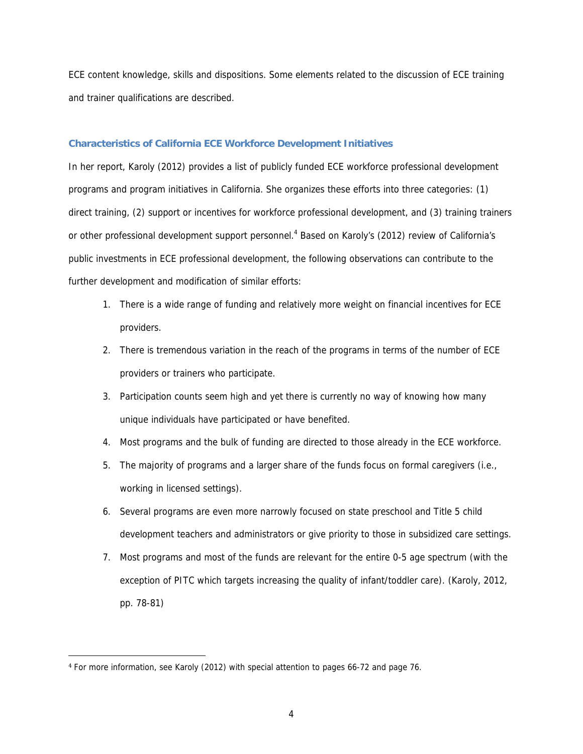ECE content knowledge, skills and dispositions. Some elements related to the discussion of ECE training and trainer qualifications are described.

### Characteristics of California ECE Workforce Development Initiatives

In her report, Karoly (2012) provides a list of publicly funded ECE workforce professional development programs and program initiatives in California. She organizes these efforts into three categories: (1) direct training, (2) support or incentives for workforce professional development, and (3) training trainers or other professional development support personnel.[4] Based on Karoly's (2012) review of California's public investments in ECE professional development, the following observations can contribute to the further development and modification of similar efforts:

1. There is a wide range of funding and relatively more weight on financial incentives for ECE providers.
2. There is tremendous variation in the reach of the programs in terms of the number of ECE providers or trainers who participate.
3. Participation counts seem high and yet there is currently no way of knowing how many unique individuals have participated or have benefited.
4. Most programs and the bulk of funding are directed to those already in the ECE workforce.
5. The majority of programs and a larger share of the funds focus on formal caregivers (i.e., working in licensed settings).
6. Several programs are even more narrowly focused on state preschool and Title 5 child development teachers and administrators or give priority to those in subsidized care settings.
7. Most programs and most of the funds are relevant for the entire 0-5 age spectrum (with the exception of PITC which targets increasing the quality of infant/toddler care). (Karoly, 2012, pp. 78-81)

---

[4] For more information, see Karoly (2012) with special attention to pages 66-72 and page 76.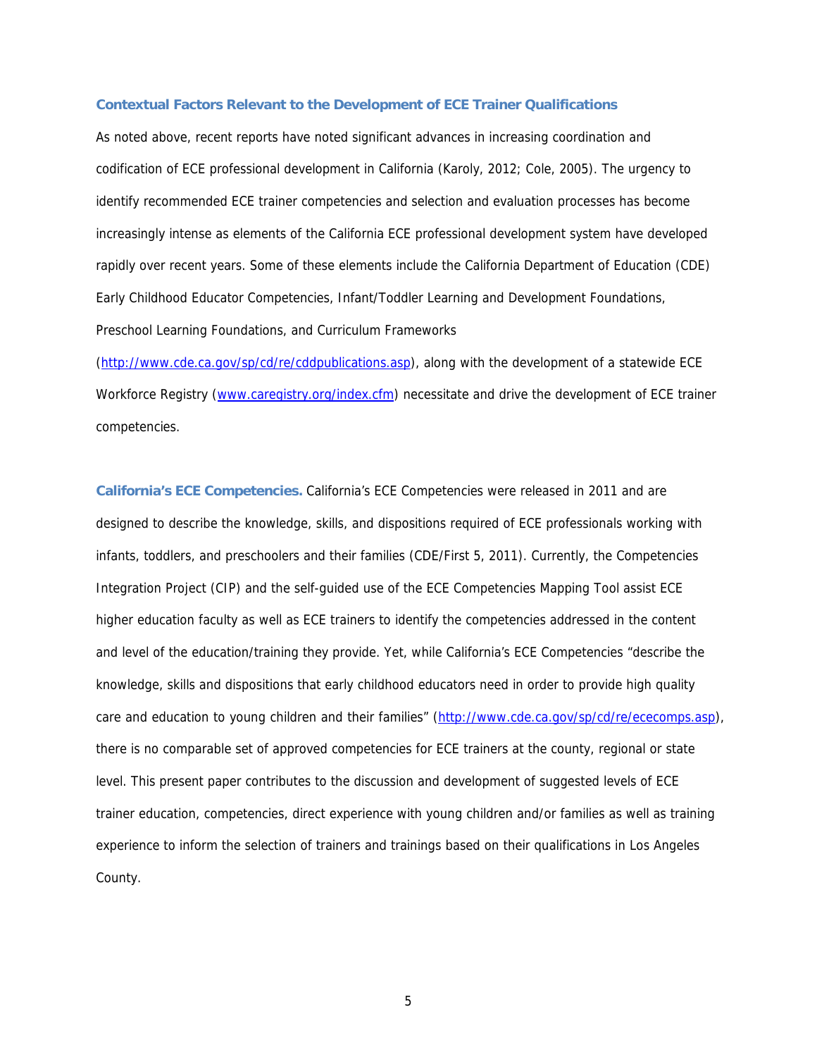### Contextual Factors Relevant to the Development of ECE Trainer Qualifications

As noted above, recent reports have noted significant advances in increasing coordination and codification of ECE professional development in California (Karoly, 2012; Cole, 2005). The urgency to identify recommended ECE trainer competencies and selection and evaluation processes has become increasingly intense as elements of the California ECE professional development system have developed rapidly over recent years. Some of these elements include the California Department of Education (CDE) Early Childhood Educator Competencies, Infant/Toddler Learning and Development Foundations, Preschool Learning Foundations, and Curriculum Frameworks (http://www.cde.ca.gov/sp/cd/re/cddpublications.asp), along with the development of a statewide ECE Workforce Registry (www.caregistry.org/index.cfm) necessitate and drive the development of ECE trainer competencies.

**California's ECE Competencies.** California's ECE Competencies were released in 2011 and are designed to describe the knowledge, skills, and dispositions required of ECE professionals working with infants, toddlers, and preschoolers and their families (CDE/First 5, 2011). Currently, the Competencies Integration Project (CIP) and the self-guided use of the ECE Competencies Mapping Tool assist ECE higher education faculty as well as ECE trainers to identify the competencies addressed in the content and level of the education/training they provide. Yet, while California's ECE Competencies "describe the knowledge, skills and dispositions that early childhood educators need in order to provide high quality care and education to young children and their families" (http://www.cde.ca.gov/sp/cd/re/ececomps.asp), there is no comparable set of approved competencies for ECE trainers at the county, regional or state level. This present paper contributes to the discussion and development of suggested levels of ECE trainer education, competencies, direct experience with young children and/or families as well as training experience to inform the selection of trainers and trainings based on their qualifications in Los Angeles County.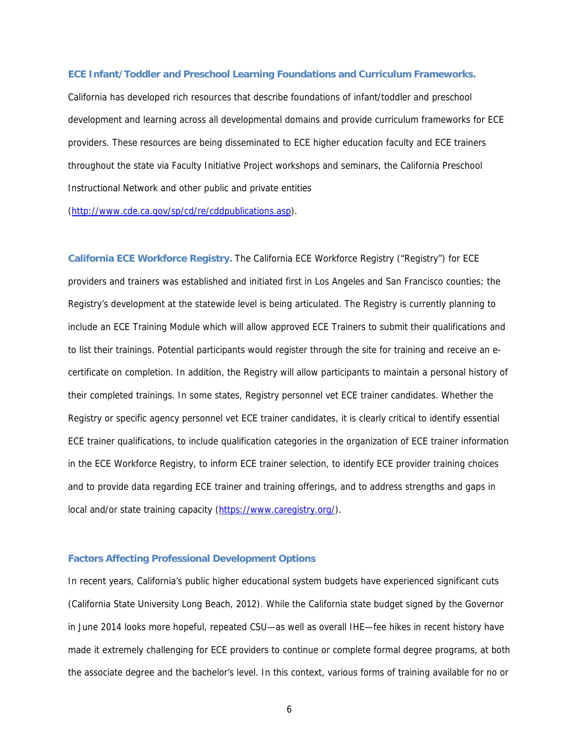**ECE Infant/Toddler and Preschool Learning Foundations and Curriculum Frameworks.** California has developed rich resources that describe foundations of infant/toddler and preschool development and learning across all developmental domains and provide curriculum frameworks for ECE providers. These resources are being disseminated to ECE higher education faculty and ECE trainers throughout the state via Faculty Initiative Project workshops and seminars, the California Preschool Instructional Network and other public and private entities (http://www.cde.ca.gov/sp/cd/re/cddpublications.asp).

**California ECE Workforce Registry.** The California ECE Workforce Registry ("Registry") for ECE providers and trainers was established and initiated first in Los Angeles and San Francisco counties; the Registry's development at the statewide level is being articulated. The Registry is currently planning to include an ECE Training Module which will allow approved ECE Trainers to submit their qualifications and to list their trainings. Potential participants would register through the site for training and receive an e-certificate on completion. In addition, the Registry will allow participants to maintain a personal history of their completed trainings. In some states, Registry personnel vet ECE trainer candidates. Whether the Registry or specific agency personnel vet ECE trainer candidates, it is clearly critical to identify essential ECE trainer qualifications, to include qualification categories in the organization of ECE trainer information in the ECE Workforce Registry, to inform ECE trainer selection, to identify ECE provider training choices and to provide data regarding ECE trainer and training offerings, and to address strengths and gaps in local and/or state training capacity (https://www.caregistry.org/).

### Factors Affecting Professional Development Options

In recent years, California's public higher educational system budgets have experienced significant cuts (California State University Long Beach, 2012). While the California state budget signed by the Governor in June 2014 looks more hopeful, repeated CSU—as well as overall IHE—fee hikes in recent history have made it extremely challenging for ECE providers to continue or complete formal degree programs, at both the associate degree and the bachelor's level. In this context, various forms of training available for no or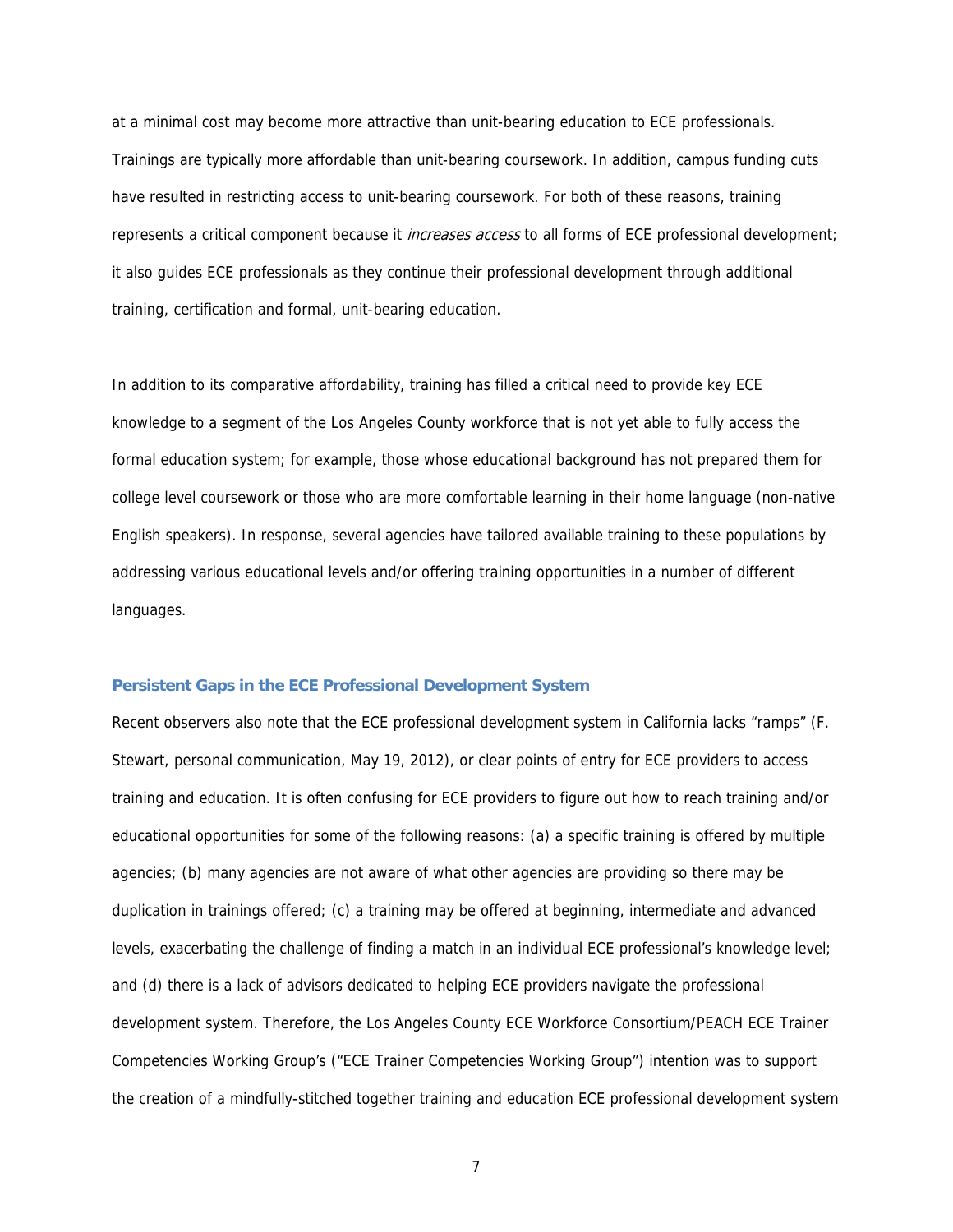at a minimal cost may become more attractive than unit-bearing education to ECE professionals. Trainings are typically more affordable than unit-bearing coursework. In addition, campus funding cuts have resulted in restricting access to unit-bearing coursework. For both of these reasons, training represents a critical component because it *increases access* to all forms of ECE professional development; it also guides ECE professionals as they continue their professional development through additional training, certification and formal, unit-bearing education.

In addition to its comparative affordability, training has filled a critical need to provide key ECE knowledge to a segment of the Los Angeles County workforce that is not yet able to fully access the formal education system; for example, those whose educational background has not prepared them for college level coursework or those who are more comfortable learning in their home language (non-native English speakers). In response, several agencies have tailored available training to these populations by addressing various educational levels and/or offering training opportunities in a number of different languages.

### Persistent Gaps in the ECE Professional Development System

Recent observers also note that the ECE professional development system in California lacks "ramps" (F. Stewart, personal communication, May 19, 2012), or clear points of entry for ECE providers to access training and education. It is often confusing for ECE providers to figure out how to reach training and/or educational opportunities for some of the following reasons: (a) a specific training is offered by multiple agencies; (b) many agencies are not aware of what other agencies are providing so there may be duplication in trainings offered; (c) a training may be offered at beginning, intermediate and advanced levels, exacerbating the challenge of finding a match in an individual ECE professional's knowledge level; and (d) there is a lack of advisors dedicated to helping ECE providers navigate the professional development system. Therefore, the Los Angeles County ECE Workforce Consortium/PEACH ECE Trainer Competencies Working Group's ("ECE Trainer Competencies Working Group") intention was to support the creation of a mindfully-stitched together training and education ECE professional development system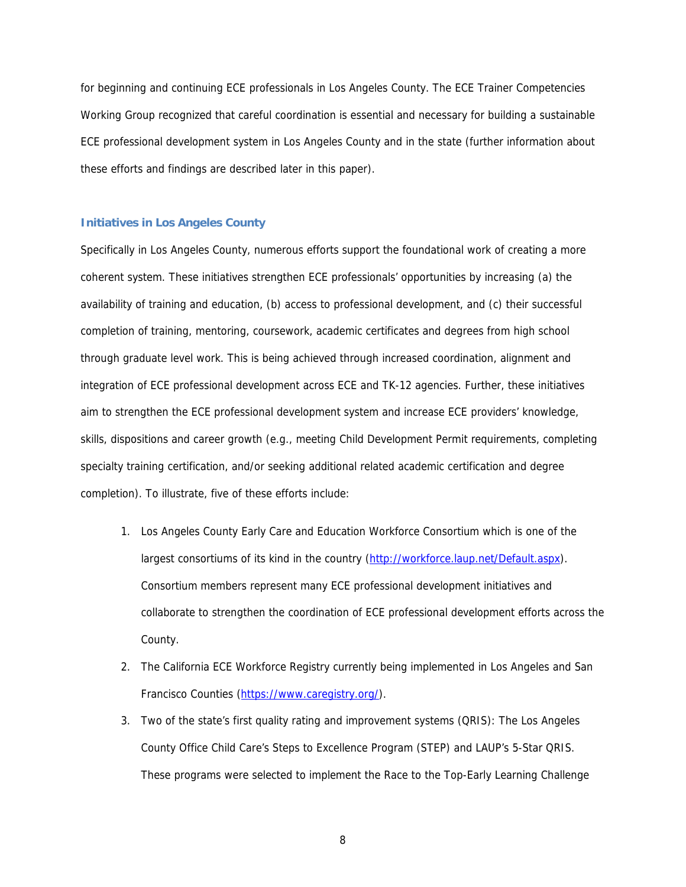for beginning and continuing ECE professionals in Los Angeles County. The ECE Trainer Competencies Working Group recognized that careful coordination is essential and necessary for building a sustainable ECE professional development system in Los Angeles County and in the state (further information about these efforts and findings are described later in this paper).

### Initiatives in Los Angeles County

Specifically in Los Angeles County, numerous efforts support the foundational work of creating a more coherent system. These initiatives strengthen ECE professionals' opportunities by increasing (a) the availability of training and education, (b) access to professional development, and (c) their successful completion of training, mentoring, coursework, academic certificates and degrees from high school through graduate level work. This is being achieved through increased coordination, alignment and integration of ECE professional development across ECE and TK-12 agencies. Further, these initiatives aim to strengthen the ECE professional development system and increase ECE providers' knowledge, skills, dispositions and career growth (e.g., meeting Child Development Permit requirements, completing specialty training certification, and/or seeking additional related academic certification and degree completion). To illustrate, five of these efforts include:

1. Los Angeles County Early Care and Education Workforce Consortium which is one of the largest consortiums of its kind in the country (http://workforce.laup.net/Default.aspx). Consortium members represent many ECE professional development initiatives and collaborate to strengthen the coordination of ECE professional development efforts across the County.
2. The California ECE Workforce Registry currently being implemented in Los Angeles and San Francisco Counties (https://www.caregistry.org/).
3. Two of the state's first quality rating and improvement systems (QRIS): The Los Angeles County Office Child Care's Steps to Excellence Program (STEP) and LAUP's 5-Star QRIS. These programs were selected to implement the Race to the Top-Early Learning Challenge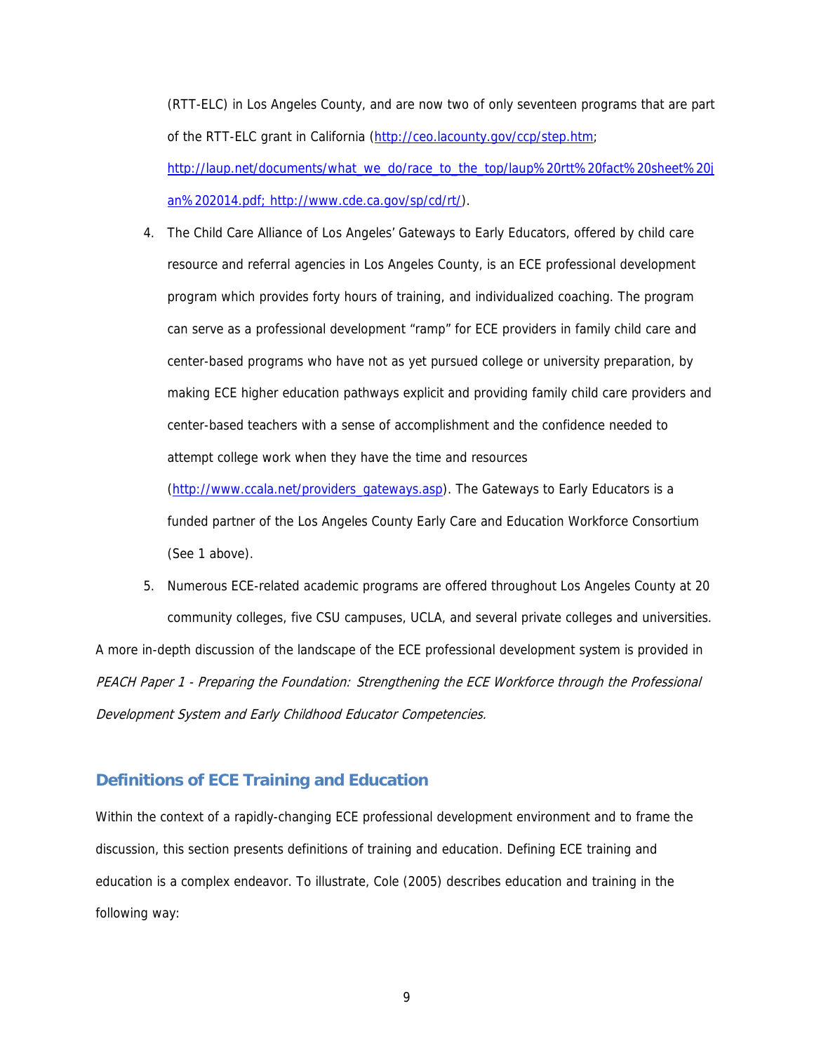(RTT-ELC) in Los Angeles County, and are now two of only seventeen programs that are part of the RTT-ELC grant in California (http://ceo.lacounty.gov/ccp/step.htm; http://laup.net/documents/what_we_do/race_to_the_top/laup%20rtt%20fact%20sheet%20jan%202014.pdf; http://www.cde.ca.gov/sp/cd/rt/).

4. The Child Care Alliance of Los Angeles' Gateways to Early Educators, offered by child care resource and referral agencies in Los Angeles County, is an ECE professional development program which provides forty hours of training, and individualized coaching. The program can serve as a professional development "ramp" for ECE providers in family child care and center-based programs who have not as yet pursued college or university preparation, by making ECE higher education pathways explicit and providing family child care providers and center-based teachers with a sense of accomplishment and the confidence needed to attempt college work when they have the time and resources (http://www.ccala.net/providers_gateways.asp). The Gateways to Early Educators is a funded partner of the Los Angeles County Early Care and Education Workforce Consortium (See 1 above).
5. Numerous ECE-related academic programs are offered throughout Los Angeles County at 20 community colleges, five CSU campuses, UCLA, and several private colleges and universities.

A more in-depth discussion of the landscape of the ECE professional development system is provided in *PEACH Paper 1 - Preparing the Foundation: Strengthening the ECE Workforce through the Professional Development System and Early Childhood Educator Competencies.*

## Definitions of ECE Training and Education

Within the context of a rapidly-changing ECE professional development environment and to frame the discussion, this section presents definitions of training and education. Defining ECE training and education is a complex endeavor. To illustrate, Cole (2005) describes education and training in the following way: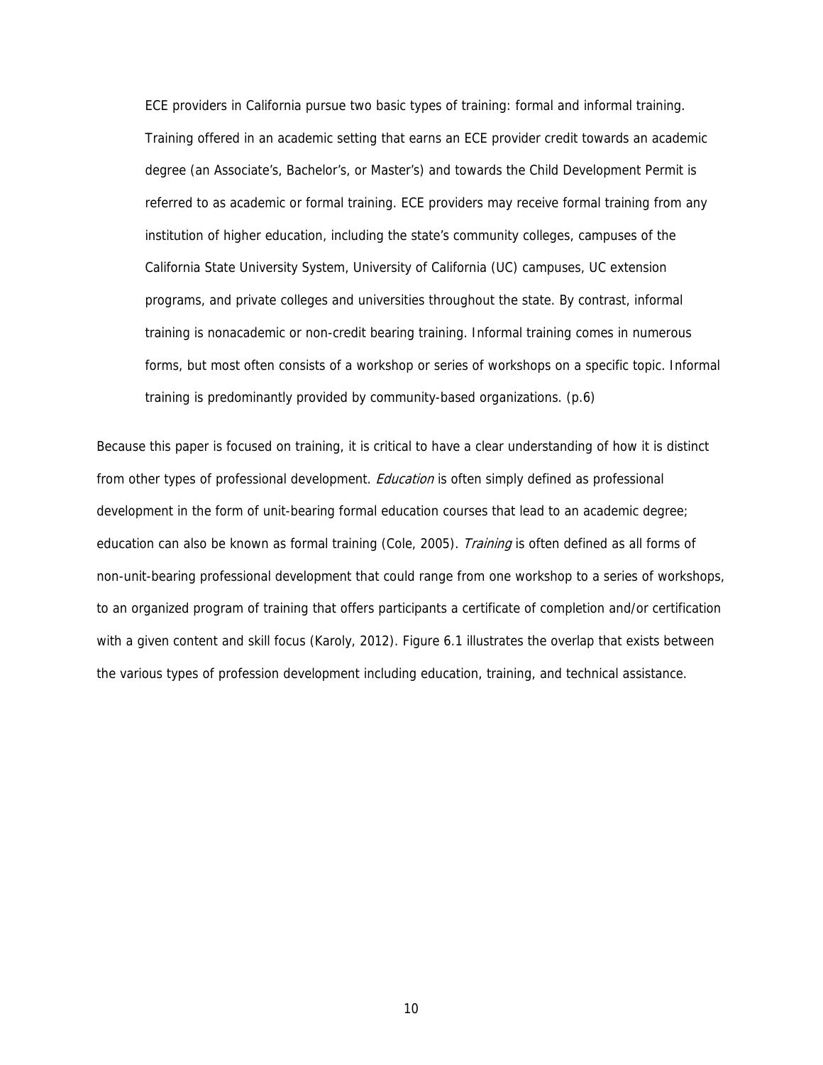> ECE providers in California pursue two basic types of training: formal and informal training. Training offered in an academic setting that earns an ECE provider credit towards an academic degree (an Associate's, Bachelor's, or Master's) and towards the Child Development Permit is referred to as academic or formal training. ECE providers may receive formal training from any institution of higher education, including the state's community colleges, campuses of the California State University System, University of California (UC) campuses, UC extension programs, and private colleges and universities throughout the state. By contrast, informal training is nonacademic or non-credit bearing training. Informal training comes in numerous forms, but most often consists of a workshop or series of workshops on a specific topic. Informal training is predominantly provided by community-based organizations. (p.6)

Because this paper is focused on training, it is critical to have a clear understanding of how it is distinct from other types of professional development. *Education* is often simply defined as professional development in the form of unit-bearing formal education courses that lead to an academic degree; education can also be known as formal training (Cole, 2005). *Training* is often defined as all forms of non-unit-bearing professional development that could range from one workshop to a series of workshops, to an organized program of training that offers participants a certificate of completion and/or certification with a given content and skill focus (Karoly, 2012). Figure 6.1 illustrates the overlap that exists between the various types of profession development including education, training, and technical assistance.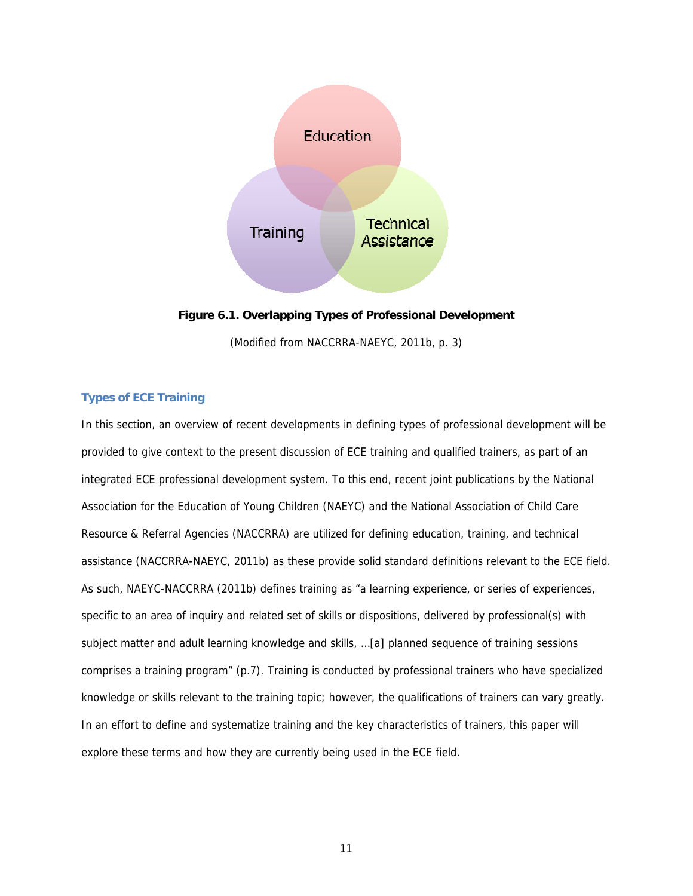Education

Training

Technical Assistance

**Figure 6.1. Overlapping Types of Professional Development**

(Modified from NACCRRA-NAEYC, 2011b, p. 3)

### Types of ECE Training

In this section, an overview of recent developments in defining types of professional development will be provided to give context to the present discussion of ECE training and qualified trainers, as part of an integrated ECE professional development system. To this end, recent joint publications by the National Association for the Education of Young Children (NAEYC) and the National Association of Child Care Resource & Referral Agencies (NACCRRA) are utilized for defining education, training, and technical assistance (NACCRRA-NAEYC, 2011b) as these provide solid standard definitions relevant to the ECE field. As such, NAEYC-NACCRRA (2011b) defines training as "a learning experience, or series of experiences, specific to an area of inquiry and related set of skills or dispositions, delivered by professional(s) with subject matter and adult learning knowledge and skills, …[a] planned sequence of training sessions comprises a training program" (p.7). Training is conducted by professional trainers who have specialized knowledge or skills relevant to the training topic; however, the qualifications of trainers can vary greatly. In an effort to define and systematize training and the key characteristics of trainers, this paper will explore these terms and how they are currently being used in the ECE field.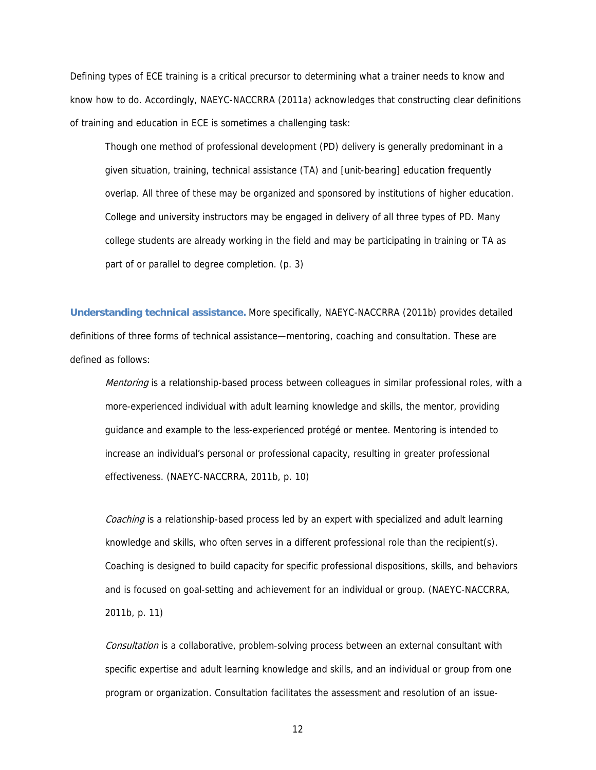Defining types of ECE training is a critical precursor to determining what a trainer needs to know and know how to do. Accordingly, NAEYC-NACCRRA (2011a) acknowledges that constructing clear definitions of training and education in ECE is sometimes a challenging task:

> Though one method of professional development (PD) delivery is generally predominant in a given situation, training, technical assistance (TA) and [unit-bearing] education frequently overlap. All three of these may be organized and sponsored by institutions of higher education. College and university instructors may be engaged in delivery of all three types of PD. Many college students are already working in the field and may be participating in training or TA as part of or parallel to degree completion. (p. 3)

**Understanding technical assistance.** More specifically, NAEYC-NACCRRA (2011b) provides detailed definitions of three forms of technical assistance—mentoring, coaching and consultation. These are defined as follows:

> *Mentoring* is a relationship-based process between colleagues in similar professional roles, with a more-experienced individual with adult learning knowledge and skills, the mentor, providing guidance and example to the less-experienced protégé or mentee. Mentoring is intended to increase an individual's personal or professional capacity, resulting in greater professional effectiveness. (NAEYC-NACCRRA, 2011b, p. 10)

> *Coaching* is a relationship-based process led by an expert with specialized and adult learning knowledge and skills, who often serves in a different professional role than the recipient(s). Coaching is designed to build capacity for specific professional dispositions, skills, and behaviors and is focused on goal-setting and achievement for an individual or group. (NAEYC-NACCRRA, 2011b, p. 11)

> *Consultation* is a collaborative, problem-solving process between an external consultant with specific expertise and adult learning knowledge and skills, and an individual or group from one program or organization. Consultation facilitates the assessment and resolution of an issue-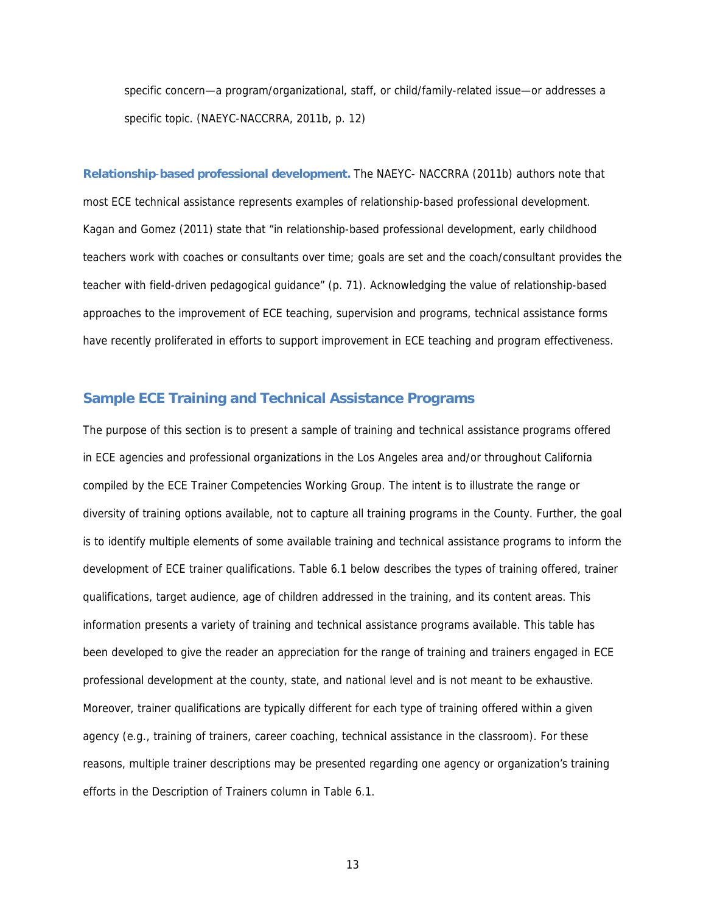specific concern—a program/organizational, staff, or child/family-related issue—or addresses a specific topic. (NAEYC-NACCRRA, 2011b, p. 12)

**Relationship-based professional development.** The NAEYC- NACCRRA (2011b) authors note that most ECE technical assistance represents examples of relationship-based professional development. Kagan and Gomez (2011) state that "in relationship-based professional development, early childhood teachers work with coaches or consultants over time; goals are set and the coach/consultant provides the teacher with field-driven pedagogical guidance" (p. 71). Acknowledging the value of relationship-based approaches to the improvement of ECE teaching, supervision and programs, technical assistance forms have recently proliferated in efforts to support improvement in ECE teaching and program effectiveness.

## Sample ECE Training and Technical Assistance Programs

The purpose of this section is to present a sample of training and technical assistance programs offered in ECE agencies and professional organizations in the Los Angeles area and/or throughout California compiled by the ECE Trainer Competencies Working Group. The intent is to illustrate the range or diversity of training options available, not to capture all training programs in the County. Further, the goal is to identify multiple elements of some available training and technical assistance programs to inform the development of ECE trainer qualifications. Table 6.1 below describes the types of training offered, trainer qualifications, target audience, age of children addressed in the training, and its content areas. This information presents a variety of training and technical assistance programs available. This table has been developed to give the reader an appreciation for the range of training and trainers engaged in ECE professional development at the county, state, and national level and is not meant to be exhaustive. Moreover, trainer qualifications are typically different for each type of training offered within a given agency (e.g., training of trainers, career coaching, technical assistance in the classroom). For these reasons, multiple trainer descriptions may be presented regarding one agency or organization's training efforts in the Description of Trainers column in Table 6.1.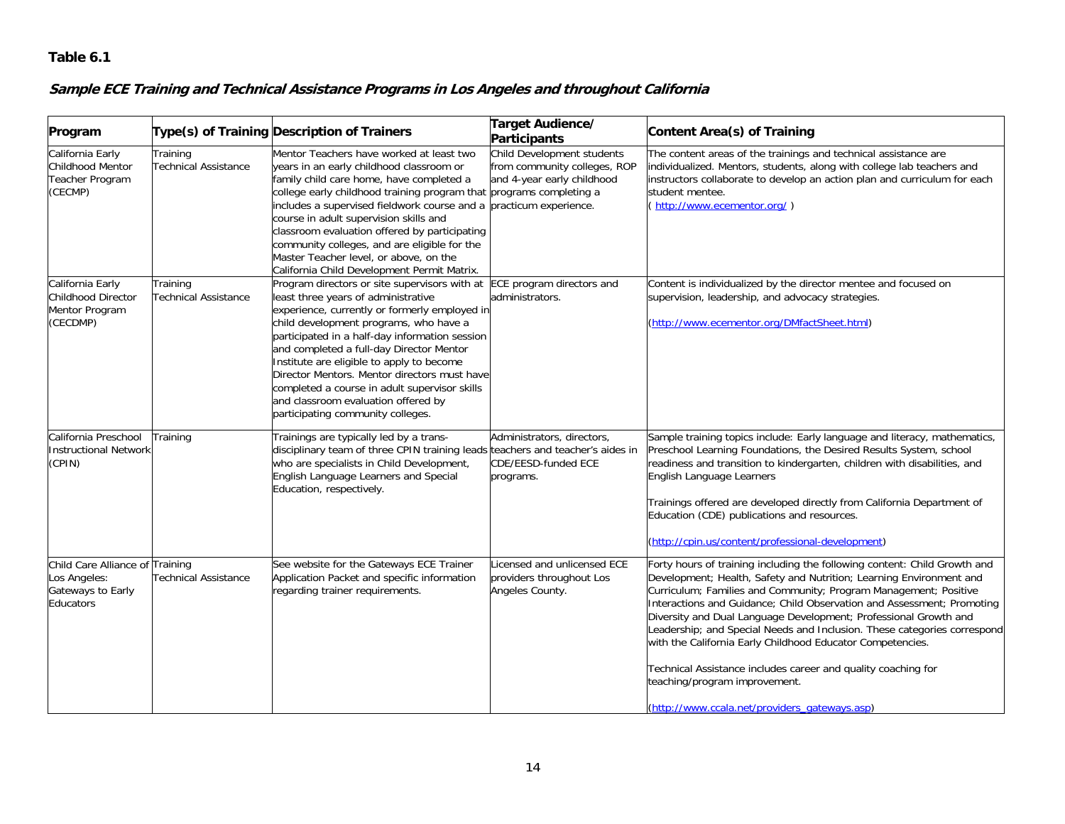**Table 6.1**

***Sample ECE Training and Technical Assistance Programs in Los Angeles and throughout California***

| Program | Type(s) of Training | Description of Trainers | Target Audience/ Participants | Content Area(s) of Training |
|---|---|---|---|---|
| California Early Childhood Mentor Teacher Program (CECMP) | Training<br>Technical Assistance | Mentor Teachers have worked at least two years in an early childhood classroom or family child care home, have completed a college early childhood training program that includes a supervised fieldwork course and a course in adult supervision skills and classroom evaluation offered by participating community colleges, and are eligible for the Master Teacher level, or above, on the California Child Development Permit Matrix. | Child Development students from community colleges, ROP and 4-year early childhood programs completing a practicum experience. | The content areas of the trainings and technical assistance are individualized. Mentors, students, along with college lab teachers and instructors collaborate to develop an action plan and curriculum for each student mentee.<br>( http://www.ecementor.org/ ) |
| California Early Childhood Director Mentor Program (CECDMP) | Training<br>Technical Assistance | Program directors or site supervisors with at least three years of administrative experience, currently or formerly employed in child development programs, who have a participated in a half-day information session and completed a full-day Director Mentor Institute are eligible to apply to become Director Mentors. Mentor directors must have completed a course in adult supervisor skills and classroom evaluation offered by participating community colleges. | ECE program directors and administrators. | Content is individualized by the director mentee and focused on supervision, leadership, and advocacy strategies.<br><br>(http://www.ecementor.org/DMfactSheet.html) |
| California Preschool Instructional Network (CPIN) | Training | Trainings are typically led by a trans-disciplinary team of three CPIN training leads who are specialists in Child Development, English Language Learners and Special Education, respectively. | Administrators, directors, teachers and teacher's aides in CDE/EESD-funded ECE programs. | Sample training topics include: Early language and literacy, mathematics, Preschool Learning Foundations, the Desired Results System, school readiness and transition to kindergarten, children with disabilities, and English Language Learners<br><br>Trainings offered are developed directly from California Department of Education (CDE) publications and resources.<br><br>(http://cpin.us/content/professional-development) |
| Child Care Alliance of Los Angeles: Gateways to Early Educators | Training<br>Technical Assistance | See website for the Gateways ECE Trainer Application Packet and specific information regarding trainer requirements. | Licensed and unlicensed ECE providers throughout Los Angeles County. | Forty hours of training including the following content: Child Growth and Development; Health, Safety and Nutrition; Learning Environment and Curriculum; Families and Community; Program Management; Positive Interactions and Guidance; Child Observation and Assessment; Promoting Diversity and Dual Language Development; Professional Growth and Leadership; and Special Needs and Inclusion. These categories correspond with the California Early Childhood Educator Competencies.<br><br>Technical Assistance includes career and quality coaching for teaching/program improvement.<br><br>(http://www.ccala.net/providers_gateways.asp) |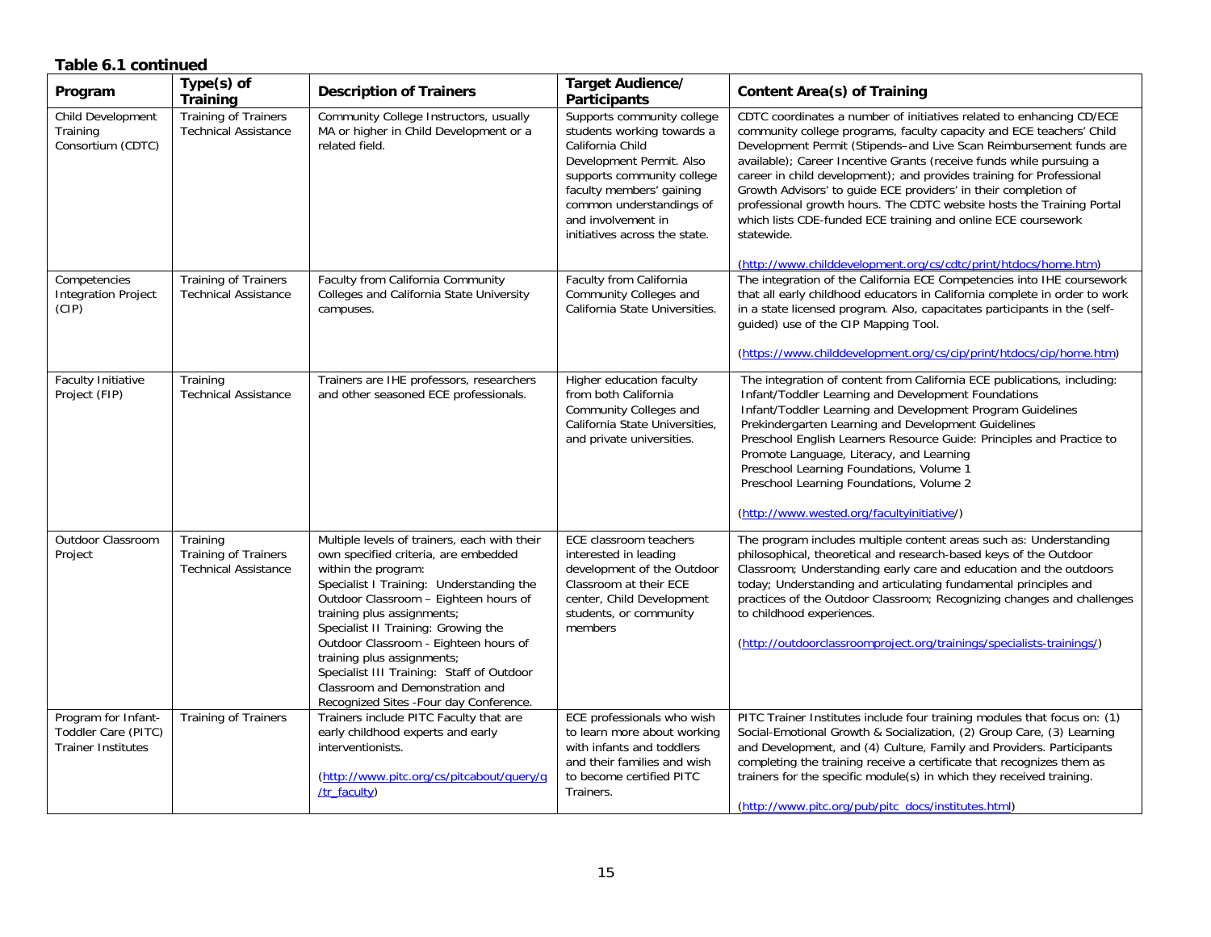**Table 6.1 continued**

| Program | Type(s) of Training | Description of Trainers | Target Audience/ Participants | Content Area(s) of Training |
|---|---|---|---|---|
| Child Development Training Consortium (CDTC) | Training of Trainers<br>Technical Assistance | Community College Instructors, usually MA or higher in Child Development or a related field. | Supports community college students working towards a California Child Development Permit. Also supports community college faculty members' gaining common understandings of and involvement in initiatives across the state. | CDTC coordinates a number of initiatives related to enhancing CD/ECE community college programs, faculty capacity and ECE teachers' Child Development Permit (Stipends–and Live Scan Reimbursement funds are available); Career Incentive Grants (receive funds while pursuing a career in child development); and provides training for Professional Growth Advisors' to guide ECE providers' in their completion of professional growth hours. The CDTC website hosts the Training Portal which lists CDE-funded ECE training and online ECE coursework statewide.<br><br>(http://www.childdevelopment.org/cs/cdtc/print/htdocs/home.htm) |
| Competencies Integration Project (CIP) | Training of Trainers<br>Technical Assistance | Faculty from California Community Colleges and California State University campuses. | Faculty from California Community Colleges and California State Universities. | The integration of the California ECE Competencies into IHE coursework that all early childhood educators in California complete in order to work in a state licensed program. Also, capacitates participants in the (self-guided) use of the CIP Mapping Tool.<br><br>(https://www.childdevelopment.org/cs/cip/print/htdocs/cip/home.htm) |
| Faculty Initiative Project (FIP) | Training<br>Technical Assistance | Trainers are IHE professors, researchers and other seasoned ECE professionals. | Higher education faculty from both California Community Colleges and California State Universities, and private universities. | The integration of content from California ECE publications, including:<br>Infant/Toddler Learning and Development Foundations<br>Infant/Toddler Learning and Development Program Guidelines<br>Prekindergarten Learning and Development Guidelines<br>Preschool English Learners Resource Guide: Principles and Practice to Promote Language, Literacy, and Learning<br>Preschool Learning Foundations, Volume 1<br>Preschool Learning Foundations, Volume 2<br><br>(http://www.wested.org/facultyinitiative/) |
| Outdoor Classroom Project | Training<br>Training of Trainers<br>Technical Assistance | Multiple levels of trainers, each with their own specified criteria, are embedded within the program:<br>Specialist I Training: Understanding the Outdoor Classroom – Eighteen hours of training plus assignments;<br>Specialist II Training: Growing the Outdoor Classroom - Eighteen hours of training plus assignments;<br>Specialist III Training: Staff of Outdoor Classroom and Demonstration and Recognized Sites -Four day Conference. | ECE classroom teachers interested in leading development of the Outdoor Classroom at their ECE center, Child Development students, or community members | The program includes multiple content areas such as: Understanding philosophical, theoretical and research-based keys of the Outdoor Classroom; Understanding early care and education and the outdoors today; Understanding and articulating fundamental principles and practices of the Outdoor Classroom; Recognizing changes and challenges to childhood experiences.<br><br>(http://outdoorclassroomproject.org/trainings/specialists-trainings/) |
| Program for Infant-Toddler Care (PITC) Trainer Institutes | Training of Trainers | Trainers include PITC Faculty that are early childhood experts and early interventionists.<br><br>(http://www.pitc.org/cs/pitcabout/query/q/tr_faculty) | ECE professionals who wish to learn more about working with infants and toddlers and their families and wish to become certified PITC Trainers. | PITC Trainer Institutes include four training modules that focus on: (1) Social-Emotional Growth & Socialization, (2) Group Care, (3) Learning and Development, and (4) Culture, Family and Providers. Participants completing the training receive a certificate that recognizes them as trainers for the specific module(s) in which they received training.<br><br>(http://www.pitc.org/pub/pitc_docs/institutes.html) |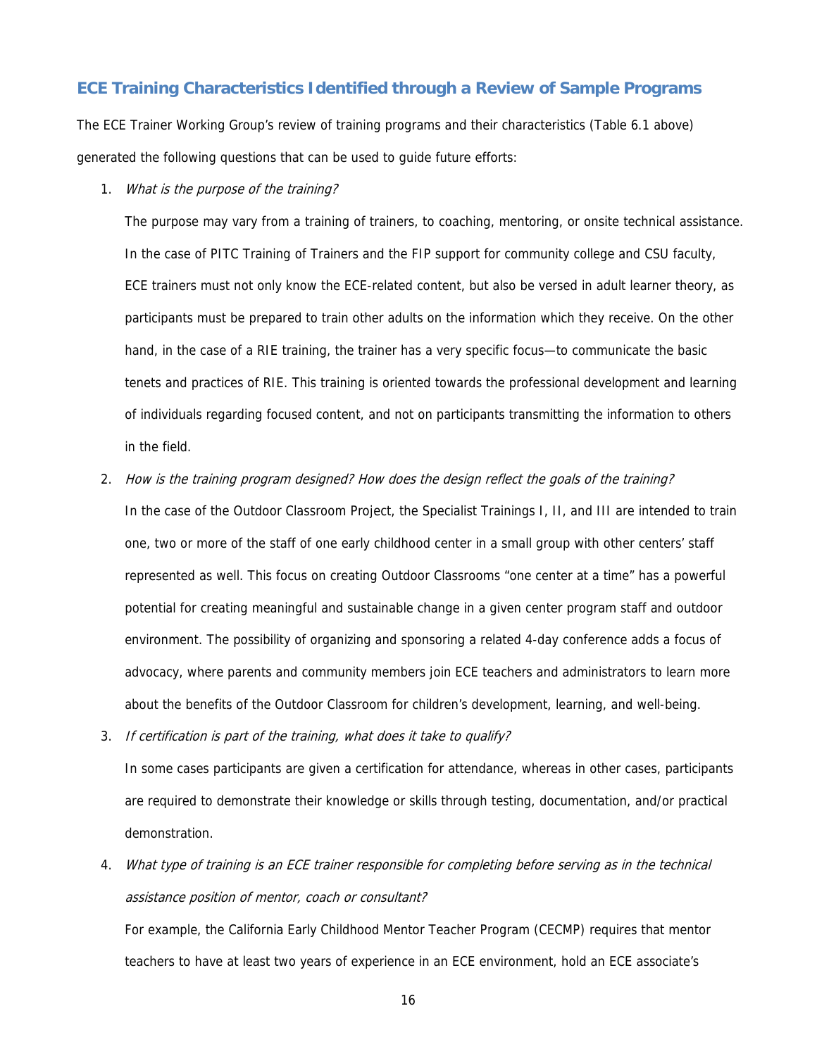## ECE Training Characteristics Identified through a Review of Sample Programs

The ECE Trainer Working Group's review of training programs and their characteristics (Table 6.1 above) generated the following questions that can be used to guide future efforts:

1. *What is the purpose of the training?*

   The purpose may vary from a training of trainers, to coaching, mentoring, or onsite technical assistance. In the case of PITC Training of Trainers and the FIP support for community college and CSU faculty, ECE trainers must not only know the ECE-related content, but also be versed in adult learner theory, as participants must be prepared to train other adults on the information which they receive. On the other hand, in the case of a RIE training, the trainer has a very specific focus—to communicate the basic tenets and practices of RIE. This training is oriented towards the professional development and learning of individuals regarding focused content, and not on participants transmitting the information to others in the field.

2. *How is the training program designed? How does the design reflect the goals of the training?*

   In the case of the Outdoor Classroom Project, the Specialist Trainings I, II, and III are intended to train one, two or more of the staff of one early childhood center in a small group with other centers' staff represented as well. This focus on creating Outdoor Classrooms "one center at a time" has a powerful potential for creating meaningful and sustainable change in a given center program staff and outdoor environment. The possibility of organizing and sponsoring a related 4-day conference adds a focus of advocacy, where parents and community members join ECE teachers and administrators to learn more about the benefits of the Outdoor Classroom for children's development, learning, and well-being.

3. *If certification is part of the training, what does it take to qualify?*

   In some cases participants are given a certification for attendance, whereas in other cases, participants are required to demonstrate their knowledge or skills through testing, documentation, and/or practical demonstration.

4. *What type of training is an ECE trainer responsible for completing before serving as in the technical assistance position of mentor, coach or consultant?*

   For example, the California Early Childhood Mentor Teacher Program (CECMP) requires that mentor teachers to have at least two years of experience in an ECE environment, hold an ECE associate's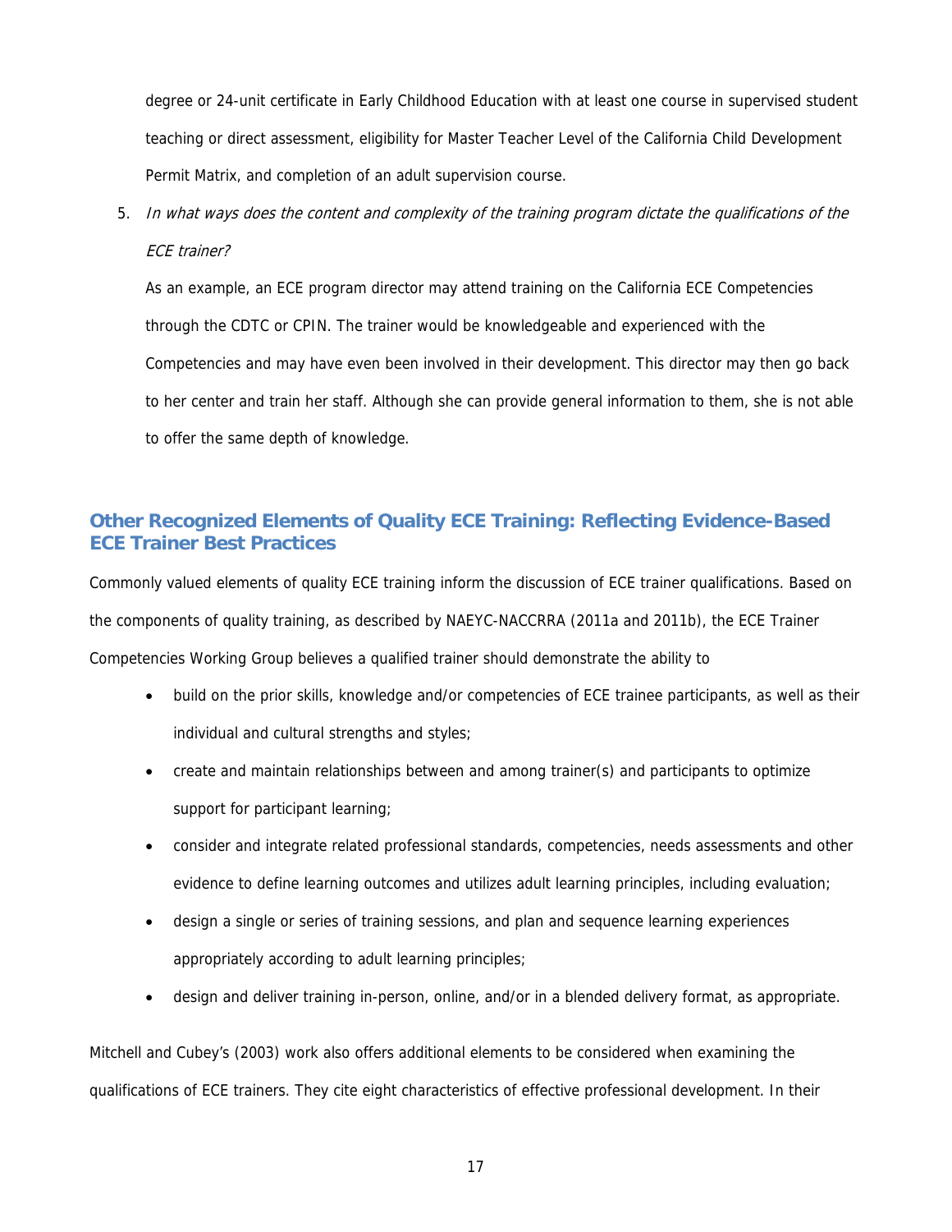degree or 24-unit certificate in Early Childhood Education with at least one course in supervised student teaching or direct assessment, eligibility for Master Teacher Level of the California Child Development Permit Matrix, and completion of an adult supervision course.

5. *In what ways does the content and complexity of the training program dictate the qualifications of the ECE trainer?*

   As an example, an ECE program director may attend training on the California ECE Competencies through the CDTC or CPIN. The trainer would be knowledgeable and experienced with the Competencies and may have even been involved in their development. This director may then go back to her center and train her staff. Although she can provide general information to them, she is not able to offer the same depth of knowledge.

## Other Recognized Elements of Quality ECE Training: Reflecting Evidence-Based ECE Trainer Best Practices

Commonly valued elements of quality ECE training inform the discussion of ECE trainer qualifications. Based on the components of quality training, as described by NAEYC-NACCRRA (2011a and 2011b), the ECE Trainer Competencies Working Group believes a qualified trainer should demonstrate the ability to

- build on the prior skills, knowledge and/or competencies of ECE trainee participants, as well as their individual and cultural strengths and styles;
- create and maintain relationships between and among trainer(s) and participants to optimize support for participant learning;
- consider and integrate related professional standards, competencies, needs assessments and other evidence to define learning outcomes and utilizes adult learning principles, including evaluation;
- design a single or series of training sessions, and plan and sequence learning experiences appropriately according to adult learning principles;
- design and deliver training in-person, online, and/or in a blended delivery format, as appropriate.

Mitchell and Cubey's (2003) work also offers additional elements to be considered when examining the qualifications of ECE trainers. They cite eight characteristics of effective professional development. In their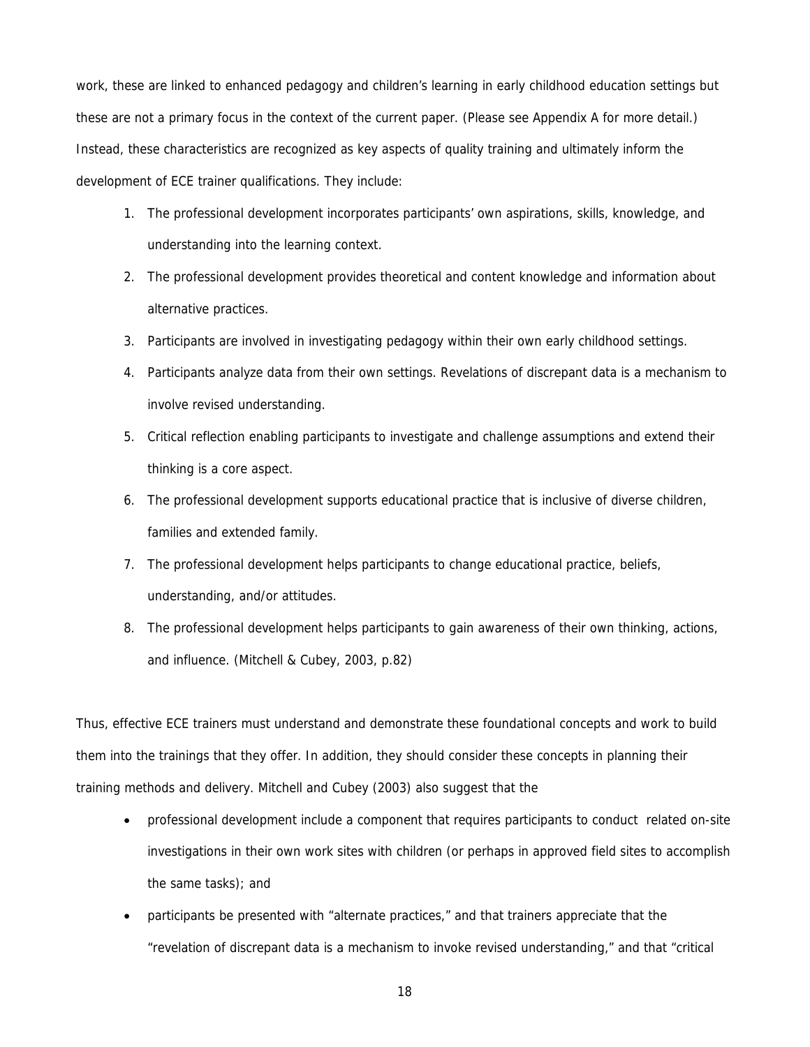work, these are linked to enhanced pedagogy and children's learning in early childhood education settings but these are not a primary focus in the context of the current paper. (Please see Appendix A for more detail.) Instead, these characteristics are recognized as key aspects of quality training and ultimately inform the development of ECE trainer qualifications. They include:

1. The professional development incorporates participants' own aspirations, skills, knowledge, and understanding into the learning context.
2. The professional development provides theoretical and content knowledge and information about alternative practices.
3. Participants are involved in investigating pedagogy within their own early childhood settings.
4. Participants analyze data from their own settings. Revelations of discrepant data is a mechanism to involve revised understanding.
5. Critical reflection enabling participants to investigate and challenge assumptions and extend their thinking is a core aspect.
6. The professional development supports educational practice that is inclusive of diverse children, families and extended family.
7. The professional development helps participants to change educational practice, beliefs, understanding, and/or attitudes.
8. The professional development helps participants to gain awareness of their own thinking, actions, and influence. (Mitchell & Cubey, 2003, p.82)

Thus, effective ECE trainers must understand and demonstrate these foundational concepts and work to build them into the trainings that they offer. In addition, they should consider these concepts in planning their training methods and delivery. Mitchell and Cubey (2003) also suggest that the

- professional development include a component that requires participants to conduct related on-site investigations in their own work sites with children (or perhaps in approved field sites to accomplish the same tasks); and
- participants be presented with "alternate practices," and that trainers appreciate that the "revelation of discrepant data is a mechanism to invoke revised understanding," and that "critical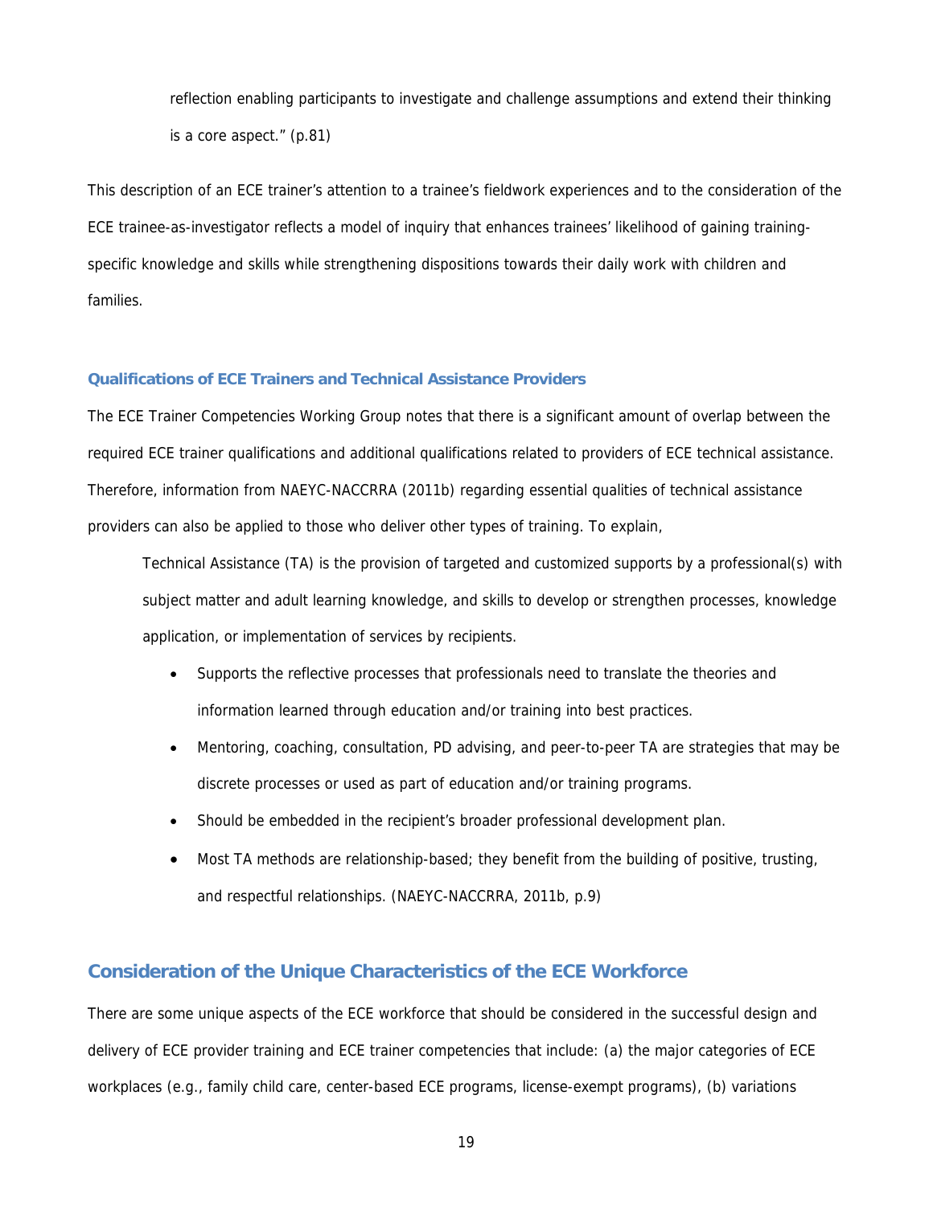reflection enabling participants to investigate and challenge assumptions and extend their thinking is a core aspect." (p.81)

This description of an ECE trainer's attention to a trainee's fieldwork experiences and to the consideration of the ECE trainee-as-investigator reflects a model of inquiry that enhances trainees' likelihood of gaining training-specific knowledge and skills while strengthening dispositions towards their daily work with children and families.

### Qualifications of ECE Trainers and Technical Assistance Providers

The ECE Trainer Competencies Working Group notes that there is a significant amount of overlap between the required ECE trainer qualifications and additional qualifications related to providers of ECE technical assistance. Therefore, information from NAEYC-NACCRRA (2011b) regarding essential qualities of technical assistance providers can also be applied to those who deliver other types of training. To explain,

> Technical Assistance (TA) is the provision of targeted and customized supports by a professional(s) with subject matter and adult learning knowledge, and skills to develop or strengthen processes, knowledge application, or implementation of services by recipients.
>
> - Supports the reflective processes that professionals need to translate the theories and information learned through education and/or training into best practices.
> - Mentoring, coaching, consultation, PD advising, and peer-to-peer TA are strategies that may be discrete processes or used as part of education and/or training programs.
> - Should be embedded in the recipient's broader professional development plan.
> - Most TA methods are relationship-based; they benefit from the building of positive, trusting, and respectful relationships. (NAEYC-NACCRRA, 2011b, p.9)

## Consideration of the Unique Characteristics of the ECE Workforce

There are some unique aspects of the ECE workforce that should be considered in the successful design and delivery of ECE provider training and ECE trainer competencies that include: (a) the major categories of ECE workplaces (e.g., family child care, center-based ECE programs, license-exempt programs), (b) variations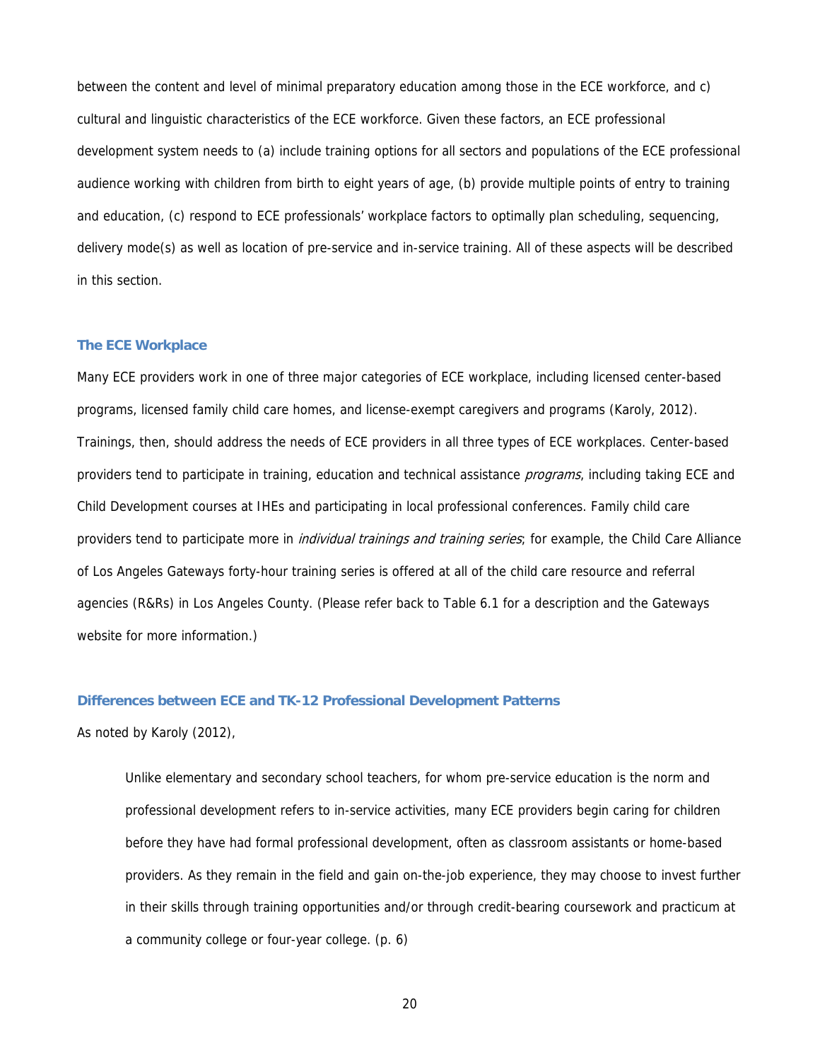between the content and level of minimal preparatory education among those in the ECE workforce, and c) cultural and linguistic characteristics of the ECE workforce. Given these factors, an ECE professional development system needs to (a) include training options for all sectors and populations of the ECE professional audience working with children from birth to eight years of age, (b) provide multiple points of entry to training and education, (c) respond to ECE professionals' workplace factors to optimally plan scheduling, sequencing, delivery mode(s) as well as location of pre-service and in-service training. All of these aspects will be described in this section.

### The ECE Workplace

Many ECE providers work in one of three major categories of ECE workplace, including licensed center-based programs, licensed family child care homes, and license-exempt caregivers and programs (Karoly, 2012). Trainings, then, should address the needs of ECE providers in all three types of ECE workplaces. Center-based providers tend to participate in training, education and technical assistance *programs*, including taking ECE and Child Development courses at IHEs and participating in local professional conferences. Family child care providers tend to participate more in *individual trainings and training series*; for example, the Child Care Alliance of Los Angeles Gateways forty-hour training series is offered at all of the child care resource and referral agencies (R&Rs) in Los Angeles County. (Please refer back to Table 6.1 for a description and the Gateways website for more information.)

### Differences between ECE and TK-12 Professional Development Patterns

As noted by Karoly (2012),

> Unlike elementary and secondary school teachers, for whom pre-service education is the norm and professional development refers to in-service activities, many ECE providers begin caring for children before they have had formal professional development, often as classroom assistants or home-based providers. As they remain in the field and gain on-the-job experience, they may choose to invest further in their skills through training opportunities and/or through credit-bearing coursework and practicum at a community college or four-year college. (p. 6)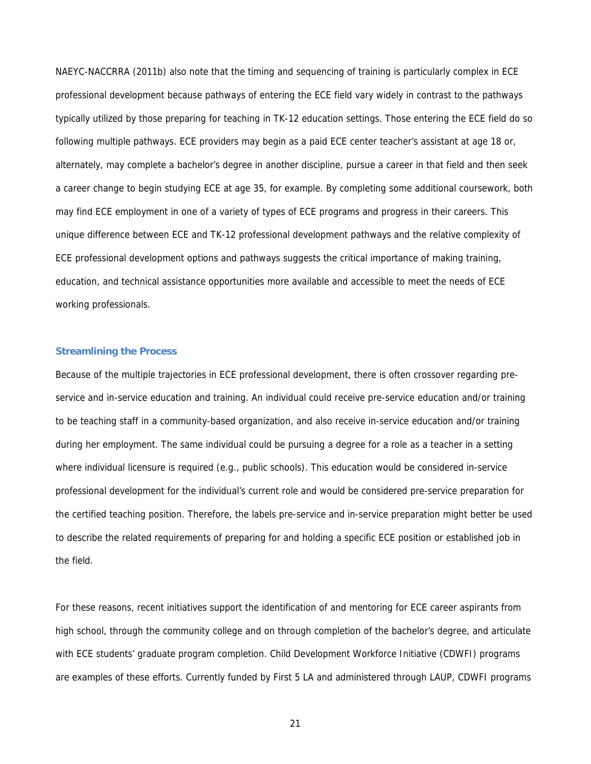NAEYC-NACCRRA (2011b) also note that the timing and sequencing of training is particularly complex in ECE professional development because pathways of entering the ECE field vary widely in contrast to the pathways typically utilized by those preparing for teaching in TK-12 education settings. Those entering the ECE field do so following multiple pathways. ECE providers may begin as a paid ECE center teacher's assistant at age 18 or, alternately, may complete a bachelor's degree in another discipline, pursue a career in that field and then seek a career change to begin studying ECE at age 35, for example. By completing some additional coursework, both may find ECE employment in one of a variety of types of ECE programs and progress in their careers. This unique difference between ECE and TK-12 professional development pathways and the relative complexity of ECE professional development options and pathways suggests the critical importance of making training, education, and technical assistance opportunities more available and accessible to meet the needs of ECE working professionals.

### Streamlining the Process

Because of the multiple trajectories in ECE professional development, there is often crossover regarding pre-service and in-service education and training. An individual could receive pre-service education and/or training to be teaching staff in a community-based organization, and also receive in-service education and/or training during her employment. The same individual could be pursuing a degree for a role as a teacher in a setting where individual licensure is required (e.g., public schools). This education would be considered in-service professional development for the individual's current role and would be considered pre-service preparation for the certified teaching position. Therefore, the labels pre-service and in-service preparation might better be used to describe the related requirements of preparing for and holding a specific ECE position or established job in the field.

For these reasons, recent initiatives support the identification of and mentoring for ECE career aspirants from high school, through the community college and on through completion of the bachelor's degree, and articulate with ECE students' graduate program completion. Child Development Workforce Initiative (CDWFI) programs are examples of these efforts. Currently funded by First 5 LA and administered through LAUP, CDWFI programs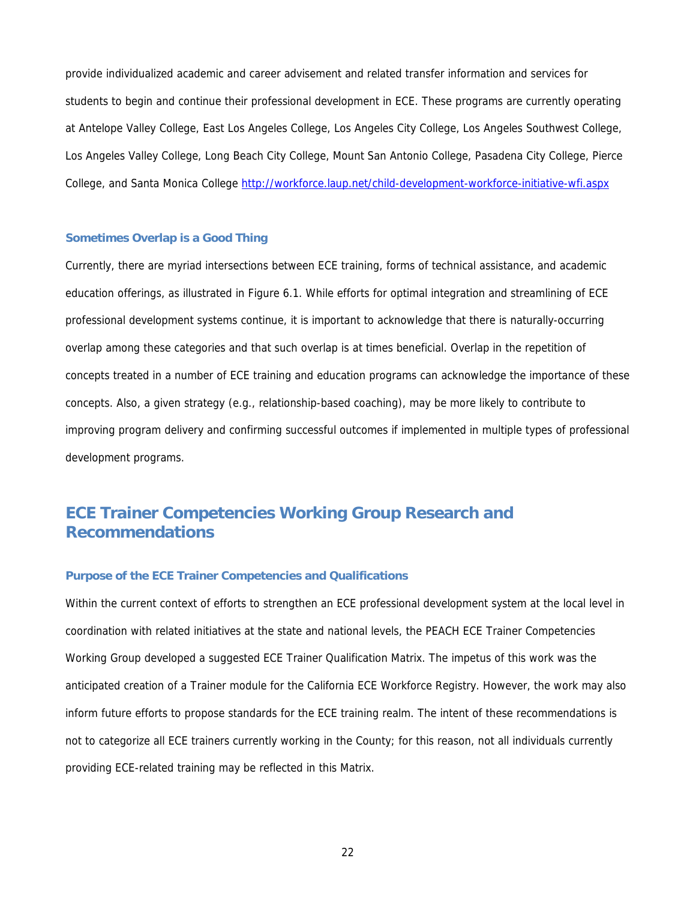provide individualized academic and career advisement and related transfer information and services for students to begin and continue their professional development in ECE. These programs are currently operating at Antelope Valley College, East Los Angeles College, Los Angeles City College, Los Angeles Southwest College, Los Angeles Valley College, Long Beach City College, Mount San Antonio College, Pasadena City College, Pierce College, and Santa Monica College http://workforce.laup.net/child-development-workforce-initiative-wfi.aspx

### Sometimes Overlap is a Good Thing

Currently, there are myriad intersections between ECE training, forms of technical assistance, and academic education offerings, as illustrated in Figure 6.1. While efforts for optimal integration and streamlining of ECE professional development systems continue, it is important to acknowledge that there is naturally-occurring overlap among these categories and that such overlap is at times beneficial. Overlap in the repetition of concepts treated in a number of ECE training and education programs can acknowledge the importance of these concepts. Also, a given strategy (e.g., relationship-based coaching), may be more likely to contribute to improving program delivery and confirming successful outcomes if implemented in multiple types of professional development programs.

## ECE Trainer Competencies Working Group Research and Recommendations

### Purpose of the ECE Trainer Competencies and Qualifications

Within the current context of efforts to strengthen an ECE professional development system at the local level in coordination with related initiatives at the state and national levels, the PEACH ECE Trainer Competencies Working Group developed a suggested ECE Trainer Qualification Matrix. The impetus of this work was the anticipated creation of a Trainer module for the California ECE Workforce Registry. However, the work may also inform future efforts to propose standards for the ECE training realm. The intent of these recommendations is not to categorize all ECE trainers currently working in the County; for this reason, not all individuals currently providing ECE-related training may be reflected in this Matrix.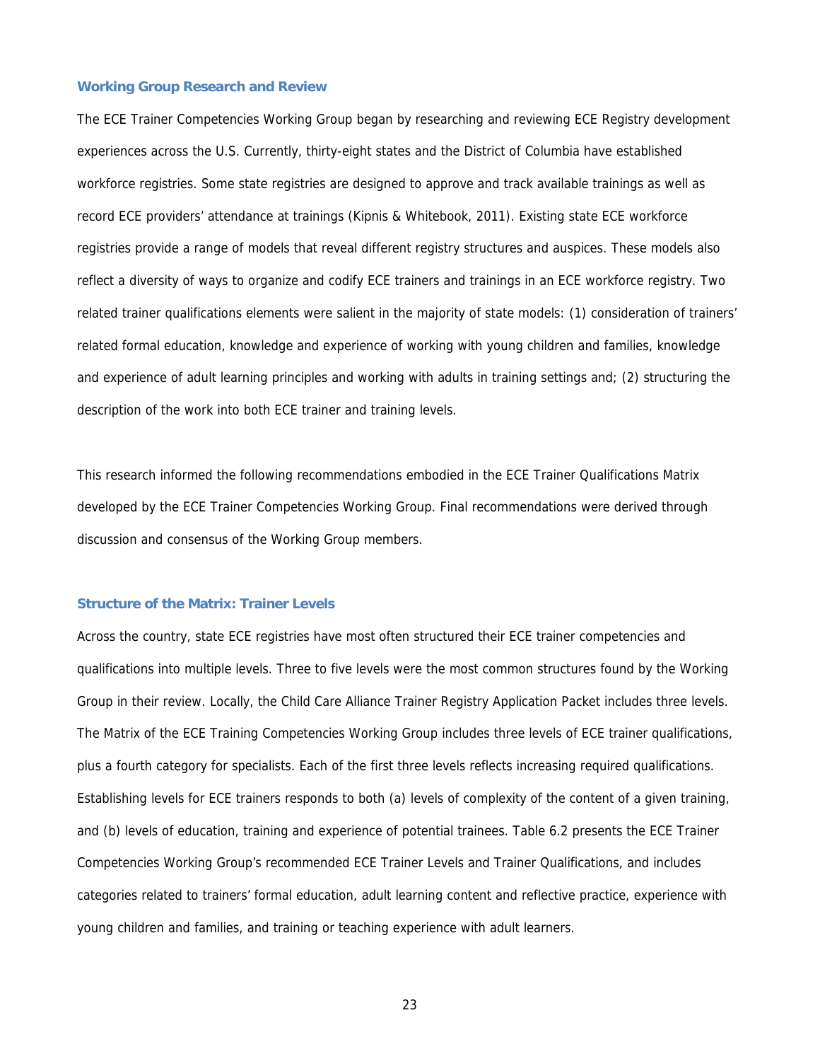## Working Group Research and Review

The ECE Trainer Competencies Working Group began by researching and reviewing ECE Registry development experiences across the U.S. Currently, thirty-eight states and the District of Columbia have established workforce registries. Some state registries are designed to approve and track available trainings as well as record ECE providers' attendance at trainings (Kipnis & Whitebook, 2011). Existing state ECE workforce registries provide a range of models that reveal different registry structures and auspices. These models also reflect a diversity of ways to organize and codify ECE trainers and trainings in an ECE workforce registry. Two related trainer qualifications elements were salient in the majority of state models: (1) consideration of trainers' related formal education, knowledge and experience of working with young children and families, knowledge and experience of adult learning principles and working with adults in training settings and; (2) structuring the description of the work into both ECE trainer and training levels.

This research informed the following recommendations embodied in the ECE Trainer Qualifications Matrix developed by the ECE Trainer Competencies Working Group. Final recommendations were derived through discussion and consensus of the Working Group members.

## Structure of the Matrix: Trainer Levels

Across the country, state ECE registries have most often structured their ECE trainer competencies and qualifications into multiple levels. Three to five levels were the most common structures found by the Working Group in their review. Locally, the Child Care Alliance Trainer Registry Application Packet includes three levels. The Matrix of the ECE Training Competencies Working Group includes three levels of ECE trainer qualifications, plus a fourth category for specialists. Each of the first three levels reflects increasing required qualifications. Establishing levels for ECE trainers responds to both (a) levels of complexity of the content of a given training, and (b) levels of education, training and experience of potential trainees. Table 6.2 presents the ECE Trainer Competencies Working Group's recommended ECE Trainer Levels and Trainer Qualifications, and includes categories related to trainers' formal education, adult learning content and reflective practice, experience with young children and families, and training or teaching experience with adult learners.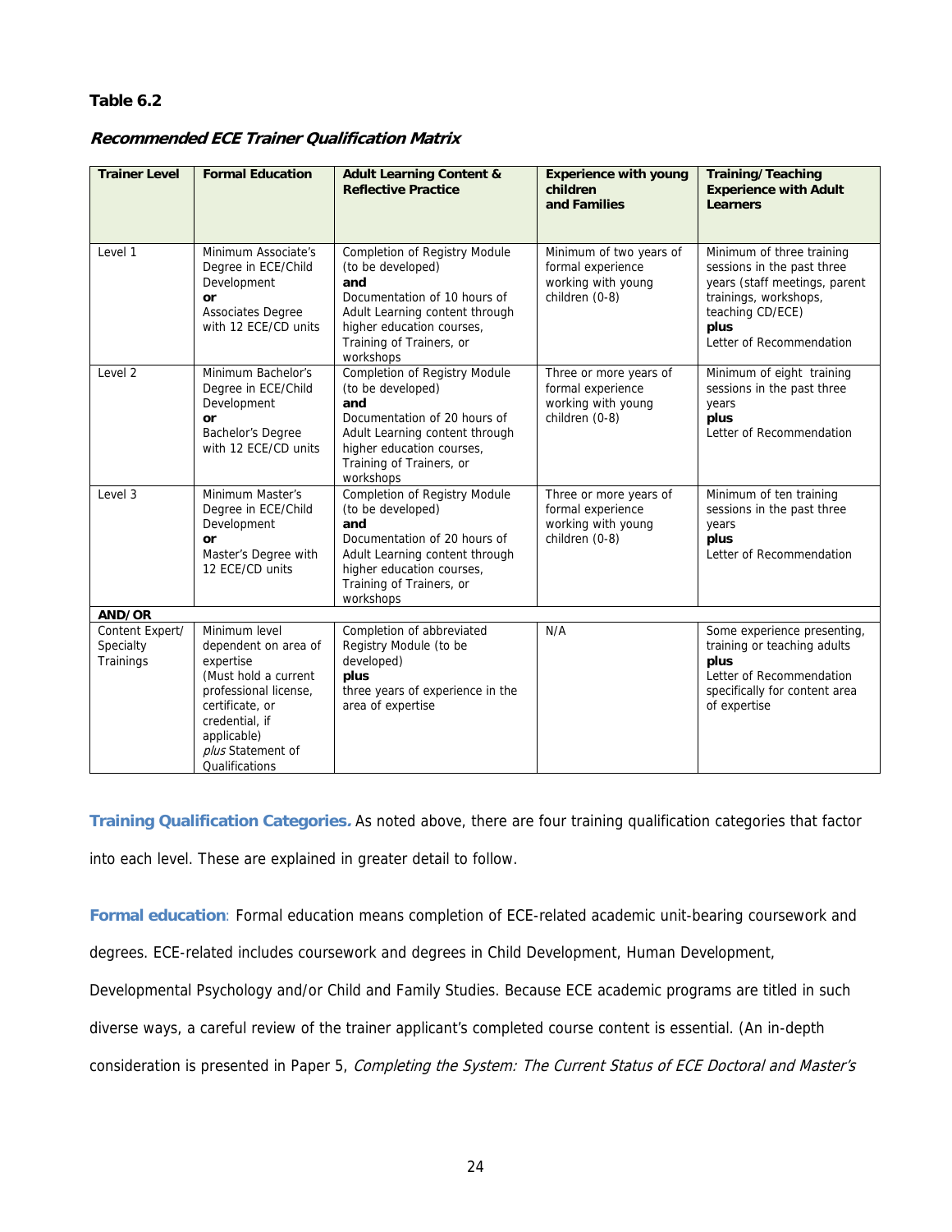**Table 6.2**

***Recommended ECE Trainer Qualification Matrix***

| Trainer Level | Formal Education | Adult Learning Content & Reflective Practice | Experience with young children and Families | Training/Teaching Experience with Adult Learners |
|---|---|---|---|---|
| Level 1 | Minimum Associate's Degree in ECE/Child Development **or** Associates Degree with 12 ECE/CD units | Completion of Registry Module (to be developed) **and** Documentation of 10 hours of Adult Learning content through higher education courses, Training of Trainers, or workshops | Minimum of two years of formal experience working with young children (0-8) | Minimum of three training sessions in the past three years (staff meetings, parent trainings, workshops, teaching CD/ECE) **plus** Letter of Recommendation |
| Level 2 | Minimum Bachelor's Degree in ECE/Child Development **or** Bachelor's Degree with 12 ECE/CD units | Completion of Registry Module (to be developed) **and** Documentation of 20 hours of Adult Learning content through higher education courses, Training of Trainers, or workshops | Three or more years of formal experience working with young children (0-8) | Minimum of eight training sessions in the past three years **plus** Letter of Recommendation |
| Level 3 | Minimum Master's Degree in ECE/Child Development **or** Master's Degree with 12 ECE/CD units | Completion of Registry Module (to be developed) **and** Documentation of 20 hours of Adult Learning content through higher education courses, Training of Trainers, or workshops | Three or more years of formal experience working with young children (0-8) | Minimum of ten training sessions in the past three years **plus** Letter of Recommendation |
| **AND/OR** | | | | |
| Content Expert/ Specialty Trainings | Minimum level dependent on area of expertise (Must hold a current professional license, certificate, or credential, if applicable) *plus* Statement of Qualifications | Completion of abbreviated Registry Module (to be developed) **plus** three years of experience in the area of expertise | N/A | Some experience presenting, training or teaching adults **plus** Letter of Recommendation specifically for content area of expertise |

**Training Qualification Categories.** As noted above, there are four training qualification categories that factor into each level. These are explained in greater detail to follow.

**Formal education**: Formal education means completion of ECE-related academic unit-bearing coursework and degrees. ECE-related includes coursework and degrees in Child Development, Human Development, Developmental Psychology and/or Child and Family Studies. Because ECE academic programs are titled in such diverse ways, a careful review of the trainer applicant's completed course content is essential. (An in-depth consideration is presented in Paper 5, *Completing the System: The Current Status of ECE Doctoral and Master's*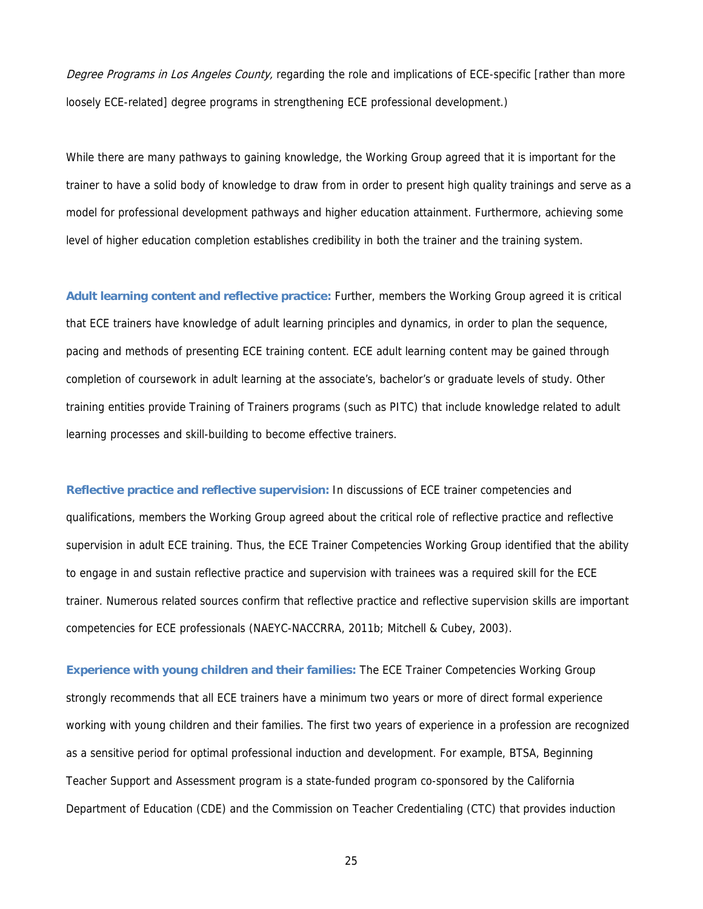*Degree Programs in Los Angeles County,* regarding the role and implications of ECE-specific [rather than more loosely ECE-related] degree programs in strengthening ECE professional development.)

While there are many pathways to gaining knowledge, the Working Group agreed that it is important for the trainer to have a solid body of knowledge to draw from in order to present high quality trainings and serve as a model for professional development pathways and higher education attainment. Furthermore, achieving some level of higher education completion establishes credibility in both the trainer and the training system.

**Adult learning content and reflective practice:** Further, members the Working Group agreed it is critical that ECE trainers have knowledge of adult learning principles and dynamics, in order to plan the sequence, pacing and methods of presenting ECE training content. ECE adult learning content may be gained through completion of coursework in adult learning at the associate's, bachelor's or graduate levels of study. Other training entities provide Training of Trainers programs (such as PITC) that include knowledge related to adult learning processes and skill-building to become effective trainers.

**Reflective practice and reflective supervision:** In discussions of ECE trainer competencies and qualifications, members the Working Group agreed about the critical role of reflective practice and reflective supervision in adult ECE training. Thus, the ECE Trainer Competencies Working Group identified that the ability to engage in and sustain reflective practice and supervision with trainees was a required skill for the ECE trainer. Numerous related sources confirm that reflective practice and reflective supervision skills are important competencies for ECE professionals (NAEYC-NACCRRA, 2011b; Mitchell & Cubey, 2003).

**Experience with young children and their families:** The ECE Trainer Competencies Working Group strongly recommends that all ECE trainers have a minimum two years or more of direct formal experience working with young children and their families. The first two years of experience in a profession are recognized as a sensitive period for optimal professional induction and development. For example, BTSA, Beginning Teacher Support and Assessment program is a state-funded program co-sponsored by the California Department of Education (CDE) and the Commission on Teacher Credentialing (CTC) that provides induction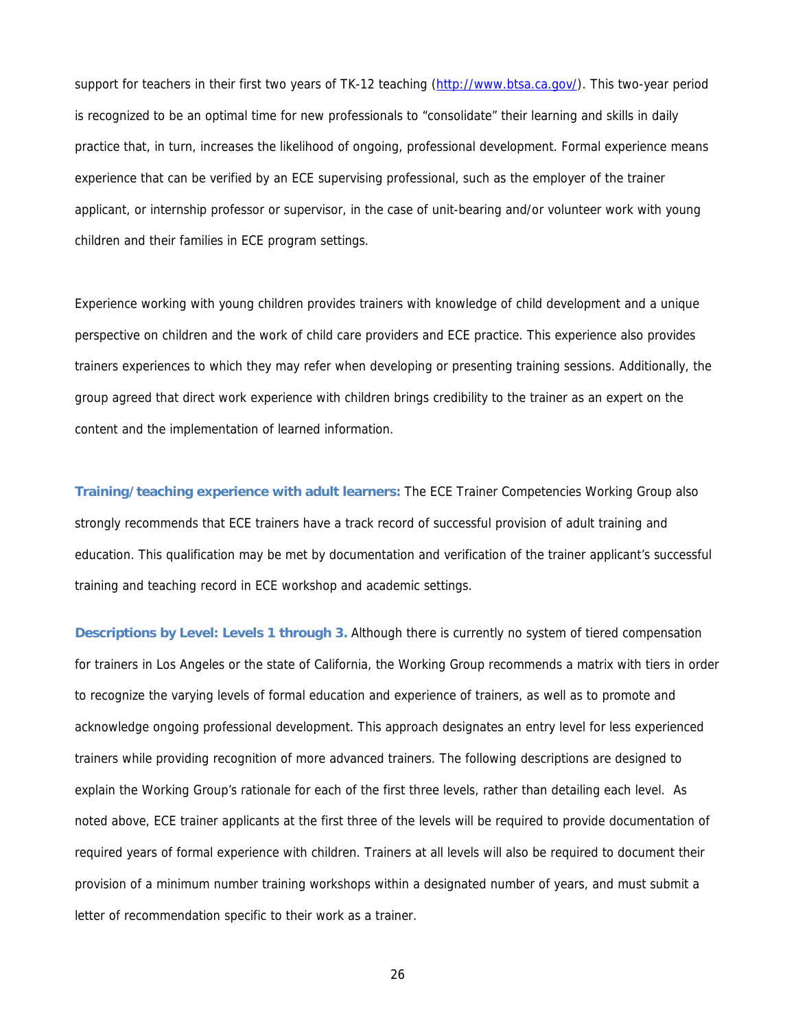support for teachers in their first two years of TK-12 teaching (http://www.btsa.ca.gov/). This two-year period is recognized to be an optimal time for new professionals to "consolidate" their learning and skills in daily practice that, in turn, increases the likelihood of ongoing, professional development. Formal experience means experience that can be verified by an ECE supervising professional, such as the employer of the trainer applicant, or internship professor or supervisor, in the case of unit-bearing and/or volunteer work with young children and their families in ECE program settings.

Experience working with young children provides trainers with knowledge of child development and a unique perspective on children and the work of child care providers and ECE practice. This experience also provides trainers experiences to which they may refer when developing or presenting training sessions. Additionally, the group agreed that direct work experience with children brings credibility to the trainer as an expert on the content and the implementation of learned information.

**Training/teaching experience with adult learners:** The ECE Trainer Competencies Working Group also strongly recommends that ECE trainers have a track record of successful provision of adult training and education. This qualification may be met by documentation and verification of the trainer applicant's successful training and teaching record in ECE workshop and academic settings.

**Descriptions by Level: Levels 1 through 3.** Although there is currently no system of tiered compensation for trainers in Los Angeles or the state of California, the Working Group recommends a matrix with tiers in order to recognize the varying levels of formal education and experience of trainers, as well as to promote and acknowledge ongoing professional development. This approach designates an entry level for less experienced trainers while providing recognition of more advanced trainers. The following descriptions are designed to explain the Working Group's rationale for each of the first three levels, rather than detailing each level. As noted above, ECE trainer applicants at the first three of the levels will be required to provide documentation of required years of formal experience with children. Trainers at all levels will also be required to document their provision of a minimum number training workshops within a designated number of years, and must submit a letter of recommendation specific to their work as a trainer.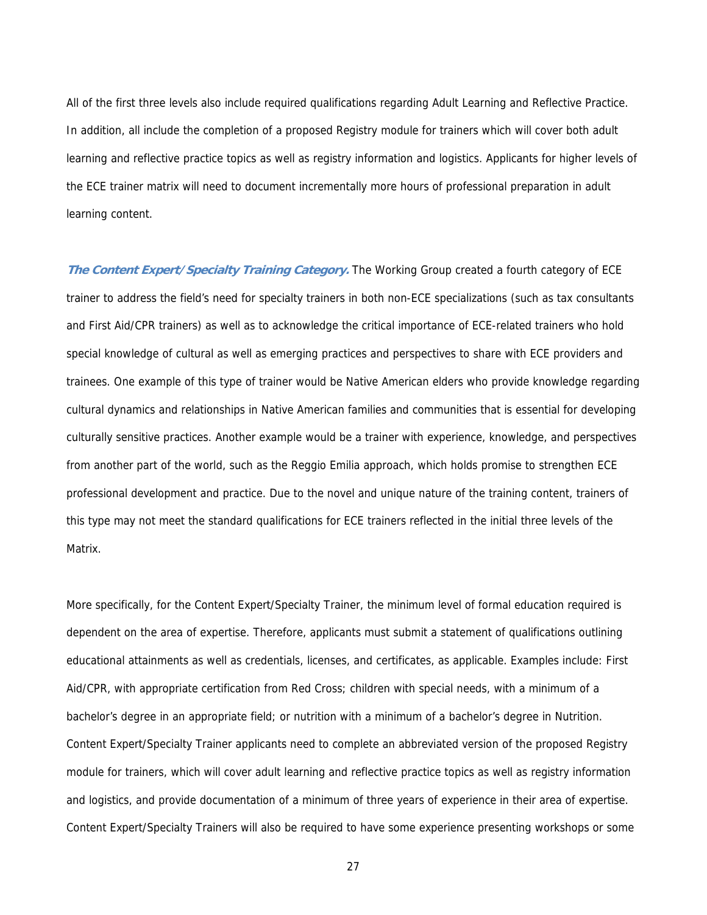All of the first three levels also include required qualifications regarding Adult Learning and Reflective Practice. In addition, all include the completion of a proposed Registry module for trainers which will cover both adult learning and reflective practice topics as well as registry information and logistics. Applicants for higher levels of the ECE trainer matrix will need to document incrementally more hours of professional preparation in adult learning content.

***The Content Expert/Specialty Training Category.*** The Working Group created a fourth category of ECE trainer to address the field's need for specialty trainers in both non-ECE specializations (such as tax consultants and First Aid/CPR trainers) as well as to acknowledge the critical importance of ECE-related trainers who hold special knowledge of cultural as well as emerging practices and perspectives to share with ECE providers and trainees. One example of this type of trainer would be Native American elders who provide knowledge regarding cultural dynamics and relationships in Native American families and communities that is essential for developing culturally sensitive practices. Another example would be a trainer with experience, knowledge, and perspectives from another part of the world, such as the Reggio Emilia approach, which holds promise to strengthen ECE professional development and practice. Due to the novel and unique nature of the training content, trainers of this type may not meet the standard qualifications for ECE trainers reflected in the initial three levels of the Matrix.

More specifically, for the Content Expert/Specialty Trainer, the minimum level of formal education required is dependent on the area of expertise. Therefore, applicants must submit a statement of qualifications outlining educational attainments as well as credentials, licenses, and certificates, as applicable. Examples include: First Aid/CPR, with appropriate certification from Red Cross; children with special needs, with a minimum of a bachelor's degree in an appropriate field; or nutrition with a minimum of a bachelor's degree in Nutrition. Content Expert/Specialty Trainer applicants need to complete an abbreviated version of the proposed Registry module for trainers, which will cover adult learning and reflective practice topics as well as registry information and logistics, and provide documentation of a minimum of three years of experience in their area of expertise. Content Expert/Specialty Trainers will also be required to have some experience presenting workshops or some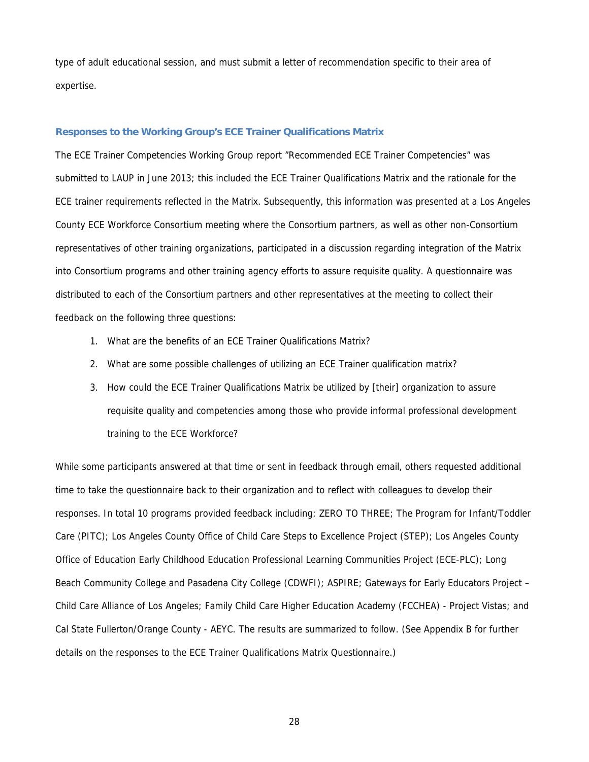type of adult educational session, and must submit a letter of recommendation specific to their area of expertise.

### Responses to the Working Group's ECE Trainer Qualifications Matrix

The ECE Trainer Competencies Working Group report "Recommended ECE Trainer Competencies" was submitted to LAUP in June 2013; this included the ECE Trainer Qualifications Matrix and the rationale for the ECE trainer requirements reflected in the Matrix. Subsequently, this information was presented at a Los Angeles County ECE Workforce Consortium meeting where the Consortium partners, as well as other non-Consortium representatives of other training organizations, participated in a discussion regarding integration of the Matrix into Consortium programs and other training agency efforts to assure requisite quality. A questionnaire was distributed to each of the Consortium partners and other representatives at the meeting to collect their feedback on the following three questions:

1. What are the benefits of an ECE Trainer Qualifications Matrix?
2. What are some possible challenges of utilizing an ECE Trainer qualification matrix?
3. How could the ECE Trainer Qualifications Matrix be utilized by [their] organization to assure requisite quality and competencies among those who provide informal professional development training to the ECE Workforce?

While some participants answered at that time or sent in feedback through email, others requested additional time to take the questionnaire back to their organization and to reflect with colleagues to develop their responses. In total 10 programs provided feedback including: ZERO TO THREE; The Program for Infant/Toddler Care (PITC); Los Angeles County Office of Child Care Steps to Excellence Project (STEP); Los Angeles County Office of Education Early Childhood Education Professional Learning Communities Project (ECE-PLC); Long Beach Community College and Pasadena City College (CDWFI); ASPIRE; Gateways for Early Educators Project – Child Care Alliance of Los Angeles; Family Child Care Higher Education Academy (FCCHEA) - Project Vistas; and Cal State Fullerton/Orange County - AEYC. The results are summarized to follow. (See Appendix B for further details on the responses to the ECE Trainer Qualifications Matrix Questionnaire.)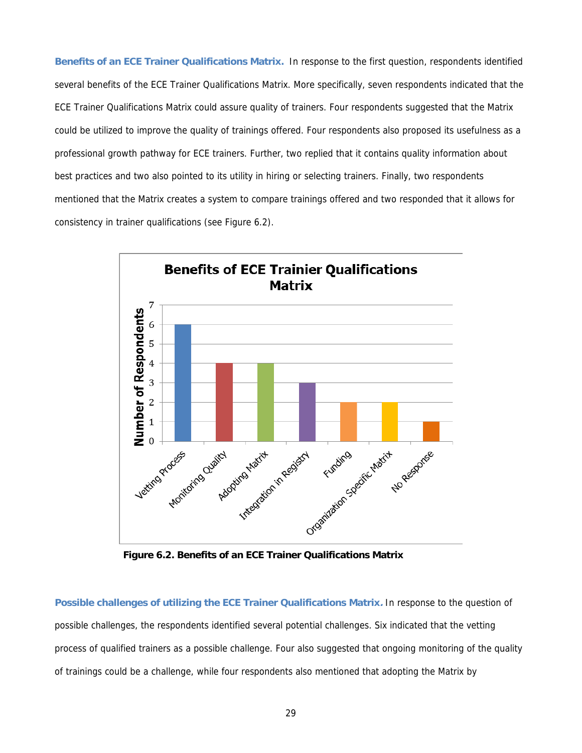**Benefits of an ECE Trainer Qualifications Matrix.** In response to the first question, respondents identified several benefits of the ECE Trainer Qualifications Matrix. More specifically, seven respondents indicated that the ECE Trainer Qualifications Matrix could assure quality of trainers. Four respondents suggested that the Matrix could be utilized to improve the quality of trainings offered. Four respondents also proposed its usefulness as a professional growth pathway for ECE trainers. Further, two replied that it contains quality information about best practices and two also pointed to its utility in hiring or selecting trainers. Finally, two respondents mentioned that the Matrix creates a system to compare trainings offered and two responded that it allows for consistency in trainer qualifications (see Figure 6.2).

**Benefits of ECE Trainier Qualifications Matrix**

| Category | Number of Respondents |
|---|---|
| Vetting Process | 6 |
| Monitoring Quality | 4 |
| Adopting Matrix | 4 |
| Integration in Registry | 3 |
| Funding | 2 |
| Organization Specific Matrix | 2 |
| No Response | 1 |

**Figure 6.2. Benefits of an ECE Trainer Qualifications Matrix**

**Possible challenges of utilizing the ECE Trainer Qualifications Matrix.** In response to the question of possible challenges, the respondents identified several potential challenges. Six indicated that the vetting process of qualified trainers as a possible challenge. Four also suggested that ongoing monitoring of the quality of trainings could be a challenge, while four respondents also mentioned that adopting the Matrix by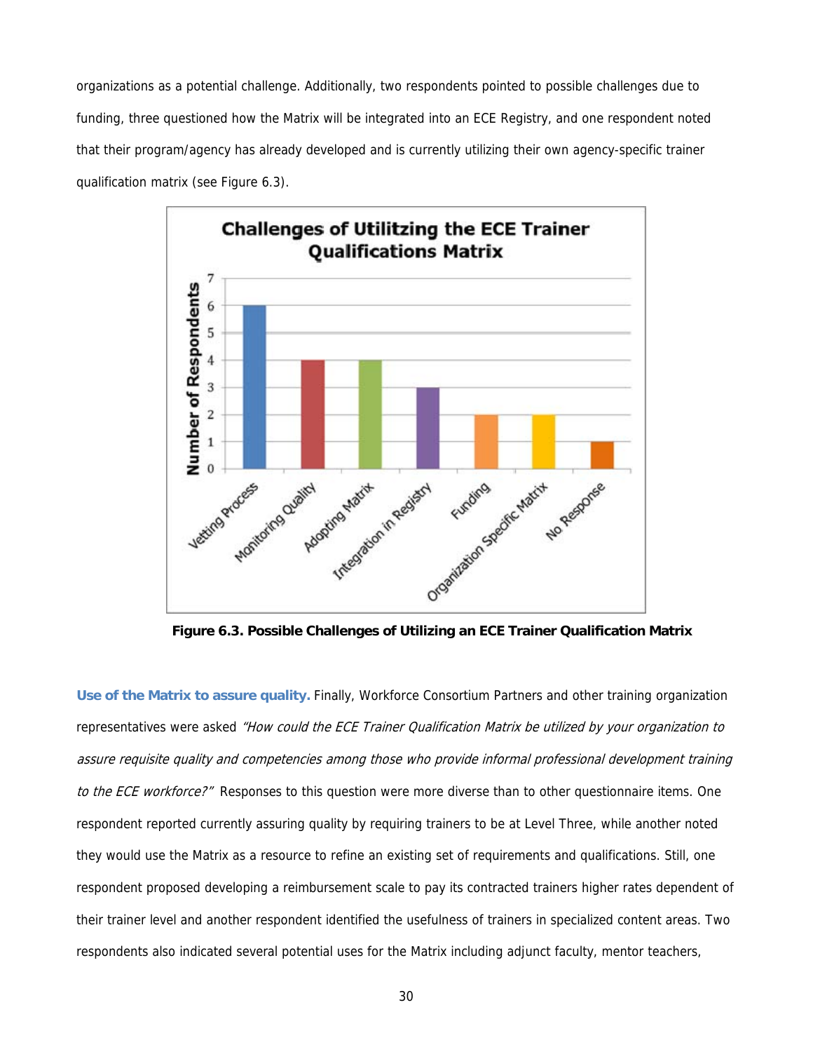organizations as a potential challenge. Additionally, two respondents pointed to possible challenges due to funding, three questioned how the Matrix will be integrated into an ECE Registry, and one respondent noted that their program/agency has already developed and is currently utilizing their own agency-specific trainer qualification matrix (see Figure 6.3).

**Figure 6.3. Possible Challenges of Utilizing an ECE Trainer Qualification Matrix**

**Use of the Matrix to assure quality.** Finally, Workforce Consortium Partners and other training organization representatives were asked *"How could the ECE Trainer Qualification Matrix be utilized by your organization to assure requisite quality and competencies among those who provide informal professional development training to the ECE workforce?"* Responses to this question were more diverse than to other questionnaire items. One respondent reported currently assuring quality by requiring trainers to be at Level Three, while another noted they would use the Matrix as a resource to refine an existing set of requirements and qualifications. Still, one respondent proposed developing a reimbursement scale to pay its contracted trainers higher rates dependent of their trainer level and another respondent identified the usefulness of trainers in specialized content areas. Two respondents also indicated several potential uses for the Matrix including adjunct faculty, mentor teachers,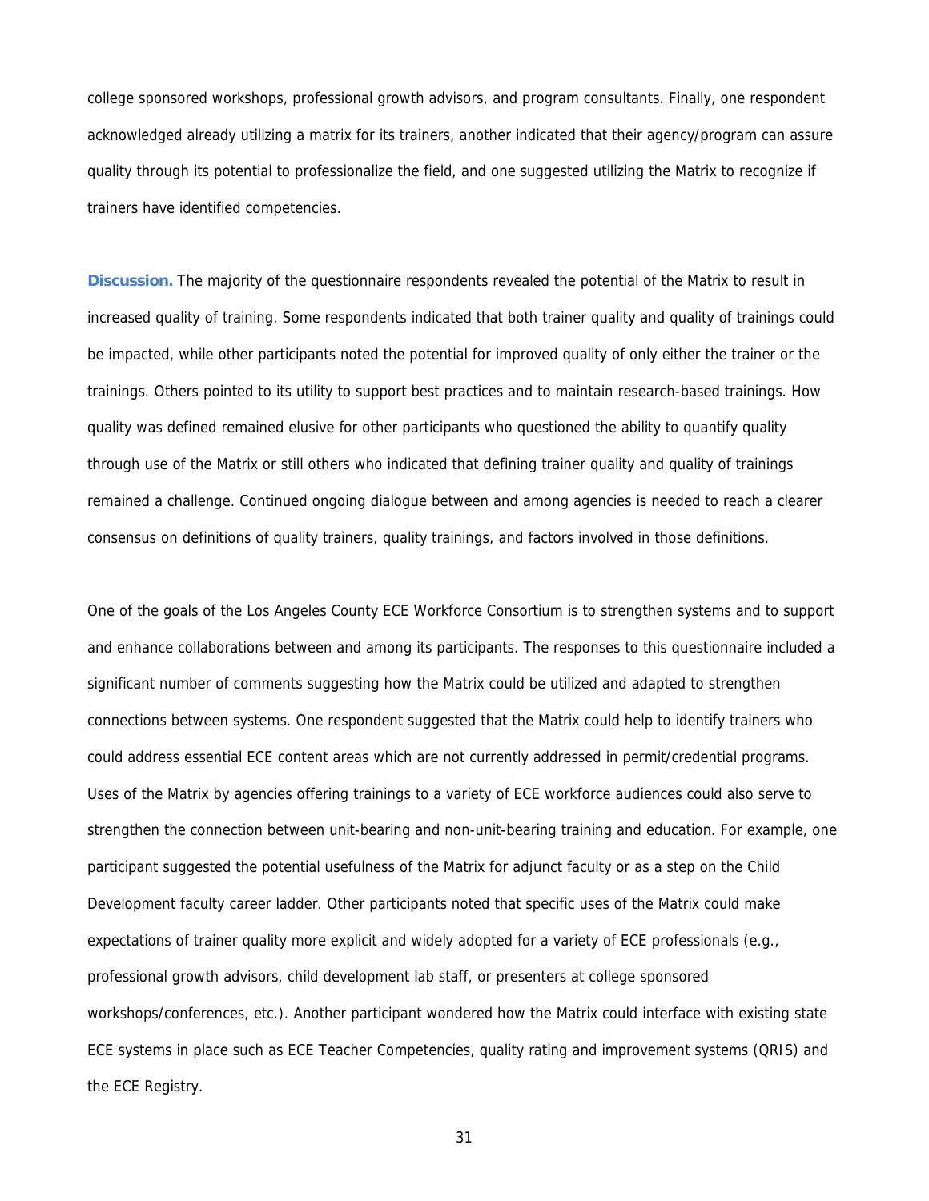college sponsored workshops, professional growth advisors, and program consultants. Finally, one respondent acknowledged already utilizing a matrix for its trainers, another indicated that their agency/program can assure quality through its potential to professionalize the field, and one suggested utilizing the Matrix to recognize if trainers have identified competencies.

**Discussion.** The majority of the questionnaire respondents revealed the potential of the Matrix to result in increased quality of training. Some respondents indicated that both trainer quality and quality of trainings could be impacted, while other participants noted the potential for improved quality of only either the trainer or the trainings. Others pointed to its utility to support best practices and to maintain research-based trainings. How quality was defined remained elusive for other participants who questioned the ability to quantify quality through use of the Matrix or still others who indicated that defining trainer quality and quality of trainings remained a challenge. Continued ongoing dialogue between and among agencies is needed to reach a clearer consensus on definitions of quality trainers, quality trainings, and factors involved in those definitions.

One of the goals of the Los Angeles County ECE Workforce Consortium is to strengthen systems and to support and enhance collaborations between and among its participants. The responses to this questionnaire included a significant number of comments suggesting how the Matrix could be utilized and adapted to strengthen connections between systems. One respondent suggested that the Matrix could help to identify trainers who could address essential ECE content areas which are not currently addressed in permit/credential programs. Uses of the Matrix by agencies offering trainings to a variety of ECE workforce audiences could also serve to strengthen the connection between unit-bearing and non-unit-bearing training and education. For example, one participant suggested the potential usefulness of the Matrix for adjunct faculty or as a step on the Child Development faculty career ladder. Other participants noted that specific uses of the Matrix could make expectations of trainer quality more explicit and widely adopted for a variety of ECE professionals (e.g., professional growth advisors, child development lab staff, or presenters at college sponsored workshops/conferences, etc.). Another participant wondered how the Matrix could interface with existing state ECE systems in place such as ECE Teacher Competencies, quality rating and improvement systems (QRIS) and the ECE Registry.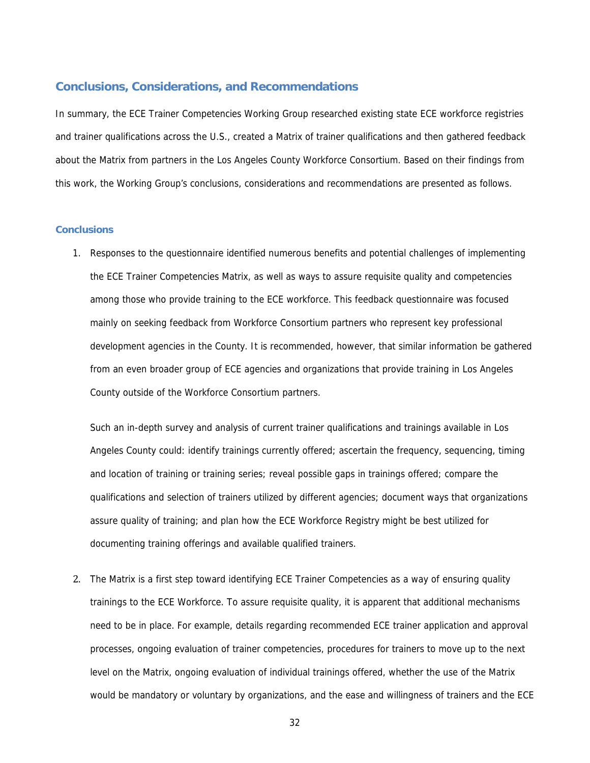## Conclusions, Considerations, and Recommendations

In summary, the ECE Trainer Competencies Working Group researched existing state ECE workforce registries and trainer qualifications across the U.S., created a Matrix of trainer qualifications and then gathered feedback about the Matrix from partners in the Los Angeles County Workforce Consortium. Based on their findings from this work, the Working Group's conclusions, considerations and recommendations are presented as follows.

### Conclusions

1. Responses to the questionnaire identified numerous benefits and potential challenges of implementing the ECE Trainer Competencies Matrix, as well as ways to assure requisite quality and competencies among those who provide training to the ECE workforce. This feedback questionnaire was focused mainly on seeking feedback from Workforce Consortium partners who represent key professional development agencies in the County. It is recommended, however, that similar information be gathered from an even broader group of ECE agencies and organizations that provide training in Los Angeles County outside of the Workforce Consortium partners.

   Such an in-depth survey and analysis of current trainer qualifications and trainings available in Los Angeles County could: identify trainings currently offered; ascertain the frequency, sequencing, timing and location of training or training series; reveal possible gaps in trainings offered; compare the qualifications and selection of trainers utilized by different agencies; document ways that organizations assure quality of training; and plan how the ECE Workforce Registry might be best utilized for documenting training offerings and available qualified trainers.

2. The Matrix is a first step toward identifying ECE Trainer Competencies as a way of ensuring quality trainings to the ECE Workforce. To assure requisite quality, it is apparent that additional mechanisms need to be in place. For example, details regarding recommended ECE trainer application and approval processes, ongoing evaluation of trainer competencies, procedures for trainers to move up to the next level on the Matrix, ongoing evaluation of individual trainings offered, whether the use of the Matrix would be mandatory or voluntary by organizations, and the ease and willingness of trainers and the ECE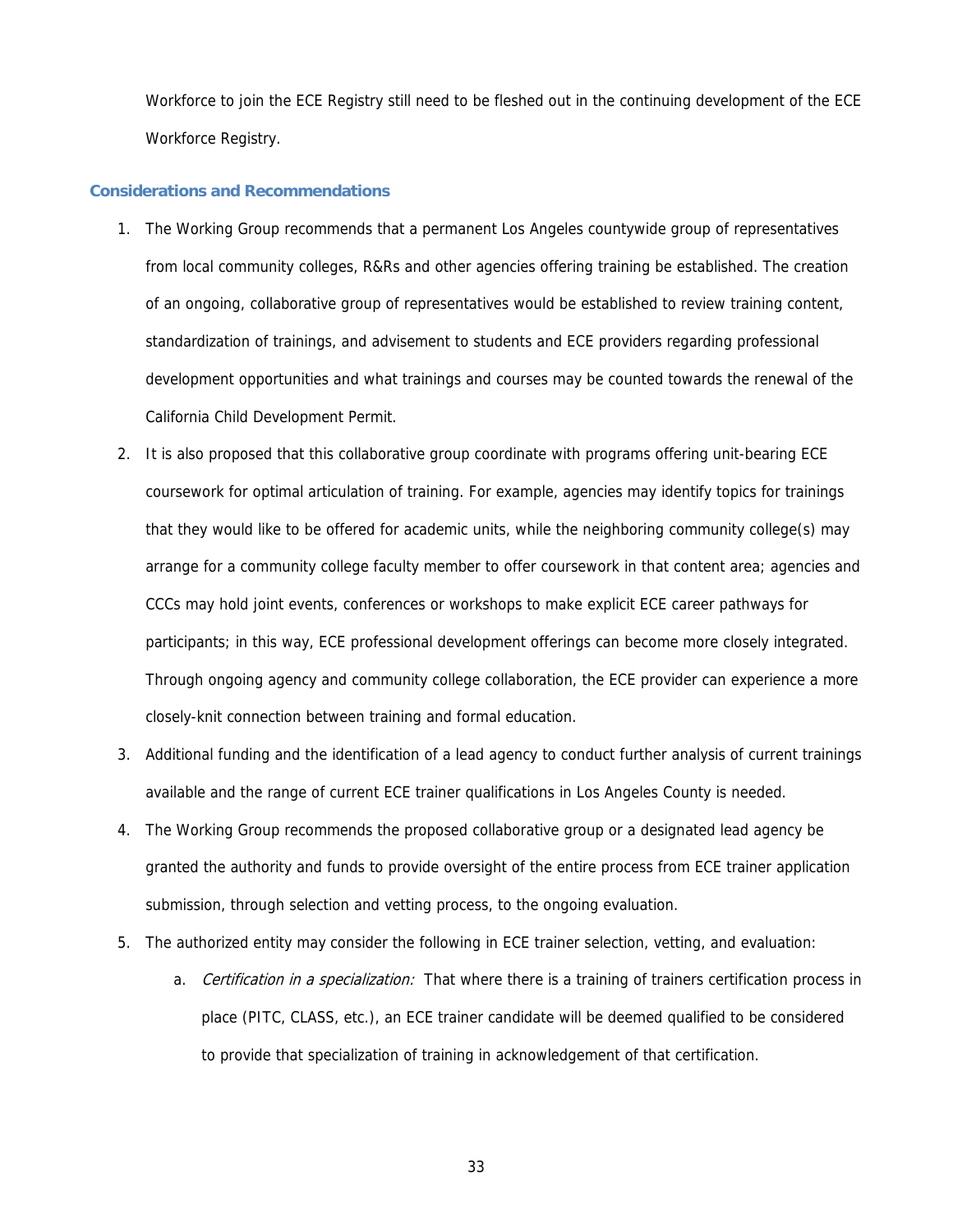Workforce to join the ECE Registry still need to be fleshed out in the continuing development of the ECE Workforce Registry.

### Considerations and Recommendations

1. The Working Group recommends that a permanent Los Angeles countywide group of representatives from local community colleges, R&Rs and other agencies offering training be established. The creation of an ongoing, collaborative group of representatives would be established to review training content, standardization of trainings, and advisement to students and ECE providers regarding professional development opportunities and what trainings and courses may be counted towards the renewal of the California Child Development Permit.
2. It is also proposed that this collaborative group coordinate with programs offering unit-bearing ECE coursework for optimal articulation of training. For example, agencies may identify topics for trainings that they would like to be offered for academic units, while the neighboring community college(s) may arrange for a community college faculty member to offer coursework in that content area; agencies and CCCs may hold joint events, conferences or workshops to make explicit ECE career pathways for participants; in this way, ECE professional development offerings can become more closely integrated. Through ongoing agency and community college collaboration, the ECE provider can experience a more closely-knit connection between training and formal education.
3. Additional funding and the identification of a lead agency to conduct further analysis of current trainings available and the range of current ECE trainer qualifications in Los Angeles County is needed.
4. The Working Group recommends the proposed collaborative group or a designated lead agency be granted the authority and funds to provide oversight of the entire process from ECE trainer application submission, through selection and vetting process, to the ongoing evaluation.
5. The authorized entity may consider the following in ECE trainer selection, vetting, and evaluation:
    a. *Certification in a specialization:* That where there is a training of trainers certification process in place (PITC, CLASS, etc.), an ECE trainer candidate will be deemed qualified to be considered to provide that specialization of training in acknowledgement of that certification.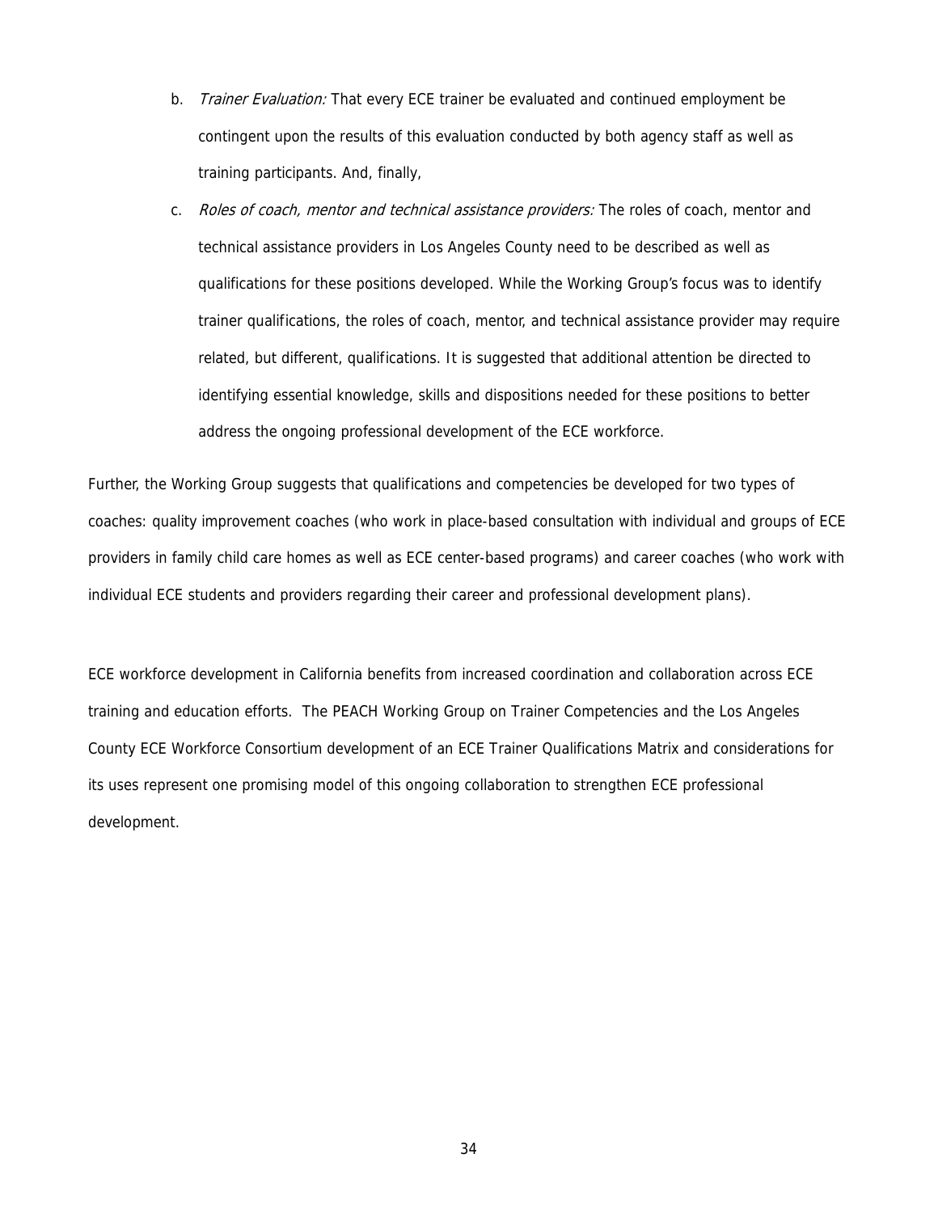b. *Trainer Evaluation:* That every ECE trainer be evaluated and continued employment be contingent upon the results of this evaluation conducted by both agency staff as well as training participants. And, finally,

c. *Roles of coach, mentor and technical assistance providers:* The roles of coach, mentor and technical assistance providers in Los Angeles County need to be described as well as qualifications for these positions developed. While the Working Group's focus was to identify trainer qualifications, the roles of coach, mentor, and technical assistance provider may require related, but different, qualifications. It is suggested that additional attention be directed to identifying essential knowledge, skills and dispositions needed for these positions to better address the ongoing professional development of the ECE workforce.

Further, the Working Group suggests that qualifications and competencies be developed for two types of coaches: quality improvement coaches (who work in place-based consultation with individual and groups of ECE providers in family child care homes as well as ECE center-based programs) and career coaches (who work with individual ECE students and providers regarding their career and professional development plans).

ECE workforce development in California benefits from increased coordination and collaboration across ECE training and education efforts. The PEACH Working Group on Trainer Competencies and the Los Angeles County ECE Workforce Consortium development of an ECE Trainer Qualifications Matrix and considerations for its uses represent one promising model of this ongoing collaboration to strengthen ECE professional development.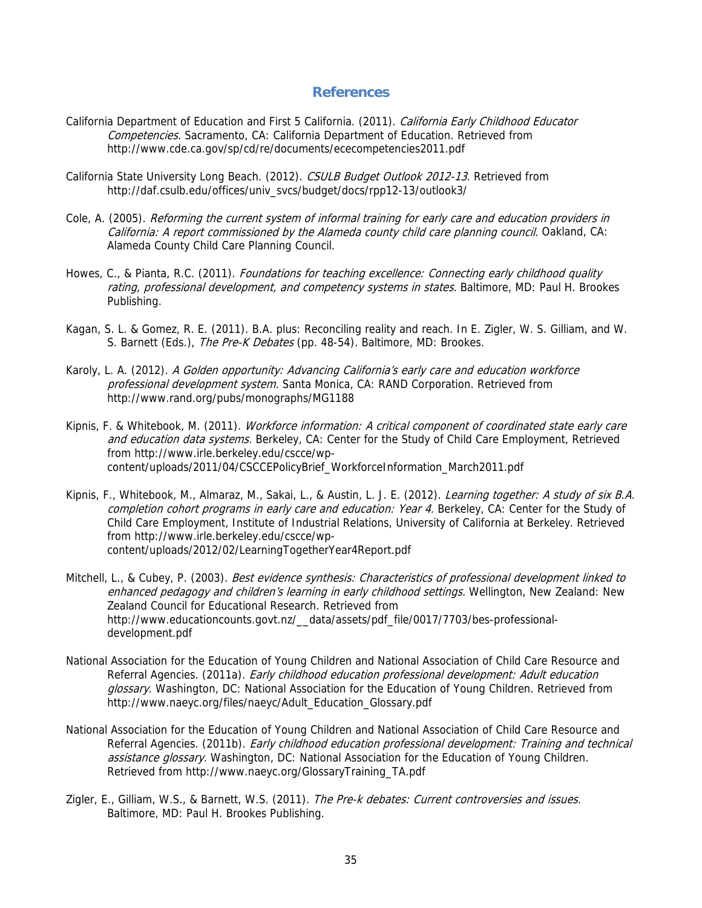## References

California Department of Education and First 5 California. (2011). *California Early Childhood Educator Competencies.* Sacramento, CA: California Department of Education. Retrieved from http://www.cde.ca.gov/sp/cd/re/documents/ececompetencies2011.pdf

California State University Long Beach. (2012). *CSULB Budget Outlook 2012-13*. Retrieved from http://daf.csulb.edu/offices/univ_svcs/budget/docs/rpp12-13/outlook3/

Cole, A. (2005). *Reforming the current system of informal training for early care and education providers in California: A report commissioned by the Alameda county child care planning council.* Oakland, CA: Alameda County Child Care Planning Council.

Howes, C., & Pianta, R.C. (2011). *Foundations for teaching excellence: Connecting early childhood quality rating, professional development, and competency systems in states.* Baltimore, MD: Paul H. Brookes Publishing.

Kagan, S. L. & Gomez, R. E. (2011). B.A. plus: Reconciling reality and reach. In E. Zigler, W. S. Gilliam, and W. S. Barnett (Eds.), *The Pre-K Debates* (pp. 48-54). Baltimore, MD: Brookes.

Karoly, L. A. (2012). *A Golden opportunity: Advancing California's early care and education workforce professional development system.* Santa Monica, CA: RAND Corporation. Retrieved from http://www.rand.org/pubs/monographs/MG1188

Kipnis, F. & Whitebook, M. (2011). *Workforce information: A critical component of coordinated state early care and education data systems.* Berkeley, CA: Center for the Study of Child Care Employment, Retrieved from http://www.irle.berkeley.edu/cscce/wp-content/uploads/2011/04/CSCCEPolicyBrief_WorkforceInformation_March2011.pdf

Kipnis, F., Whitebook, M., Almaraz, M., Sakai, L., & Austin, L. J. E. (2012). *Learning together: A study of six B.A. completion cohort programs in early care and education: Year 4.* Berkeley, CA: Center for the Study of Child Care Employment, Institute of Industrial Relations, University of California at Berkeley. Retrieved from http://www.irle.berkeley.edu/cscce/wp-content/uploads/2012/02/LearningTogetherYear4Report.pdf

Mitchell, L., & Cubey, P. (2003). *Best evidence synthesis: Characteristics of professional development linked to enhanced pedagogy and children's learning in early childhood settings.* Wellington, New Zealand: New Zealand Council for Educational Research. Retrieved from http://www.educationcounts.govt.nz/__data/assets/pdf_file/0017/7703/bes-professional-development.pdf

National Association for the Education of Young Children and National Association of Child Care Resource and Referral Agencies. (2011a). *Early childhood education professional development: Adult education glossary.* Washington, DC: National Association for the Education of Young Children. Retrieved from http://www.naeyc.org/files/naeyc/Adult_Education_Glossary.pdf

National Association for the Education of Young Children and National Association of Child Care Resource and Referral Agencies. (2011b). *Early childhood education professional development: Training and technical assistance glossary.* Washington, DC: National Association for the Education of Young Children. Retrieved from http://www.naeyc.org/GlossaryTraining_TA.pdf

Zigler, E., Gilliam, W.S., & Barnett, W.S. (2011). *The Pre-k debates: Current controversies and issues.* Baltimore, MD: Paul H. Brookes Publishing.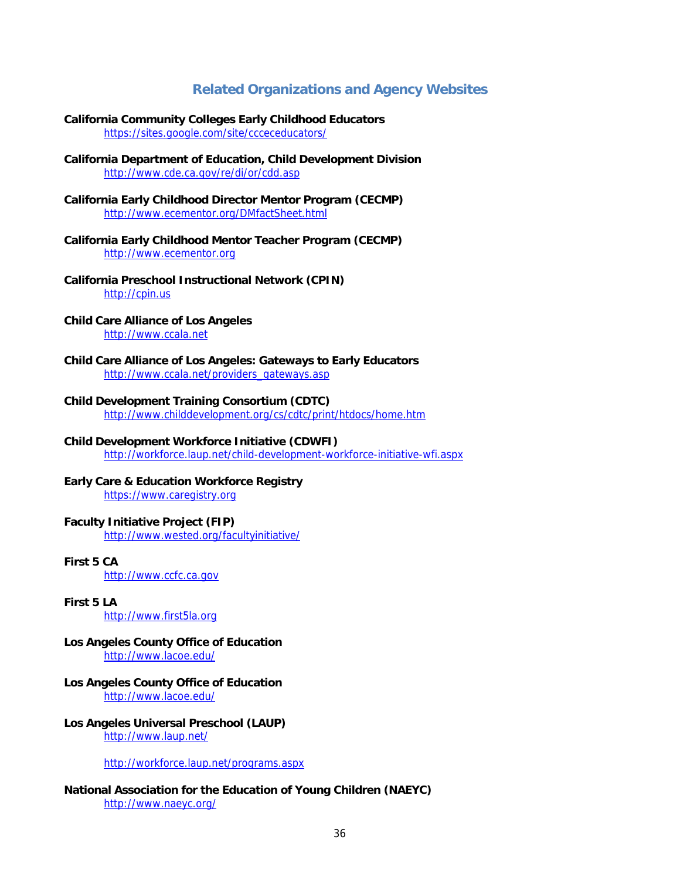## Related Organizations and Agency Websites

**California Community Colleges Early Childhood Educators**
https://sites.google.com/site/cccceducators/

**California Department of Education, Child Development Division**
http://www.cde.ca.gov/re/di/or/cdd.asp

**California Early Childhood Director Mentor Program (CECMP)**
http://www.ecementor.org/DMfactSheet.html

**California Early Childhood Mentor Teacher Program (CECMP)**
http://www.ecementor.org

**California Preschool Instructional Network (CPIN)**
http://cpin.us

**Child Care Alliance of Los Angeles**
http://www.ccala.net

**Child Care Alliance of Los Angeles: Gateways to Early Educators**
http://www.ccala.net/providers_gateways.asp

**Child Development Training Consortium (CDTC)**
http://www.childdevelopment.org/cs/cdtc/print/htdocs/home.htm

**Child Development Workforce Initiative (CDWFI)**
http://workforce.laup.net/child-development-workforce-initiative-wfi.aspx

**Early Care & Education Workforce Registry**
https://www.caregistry.org

**Faculty Initiative Project (FIP)**
http://www.wested.org/facultyinitiative/

**First 5 CA**
http://www.ccfc.ca.gov

**First 5 LA**
http://www.first5la.org

**Los Angeles County Office of Education**
http://www.lacoe.edu/

**Los Angeles County Office of Education**
http://www.lacoe.edu/

**Los Angeles Universal Preschool (LAUP)**
http://www.laup.net/

http://workforce.laup.net/programs.aspx

**National Association for the Education of Young Children (NAEYC)**
http://www.naeyc.org/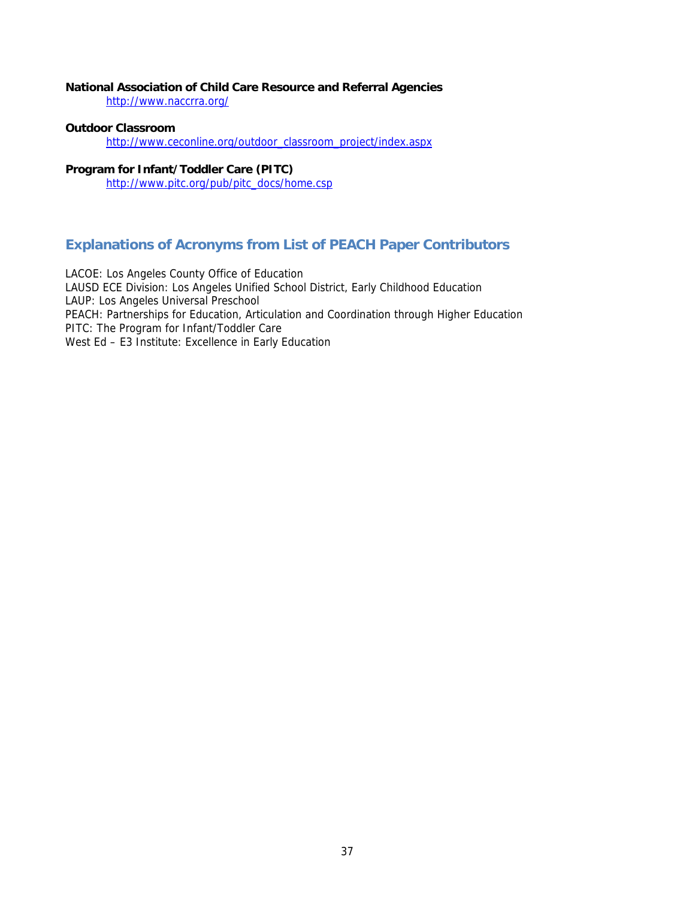**National Association of Child Care Resource and Referral Agencies**

http://www.naccrra.org/

**Outdoor Classroom**

http://www.ceconline.org/outdoor_classroom_project/index.aspx

**Program for Infant/Toddler Care (PITC)**

http://www.pitc.org/pub/pitc_docs/home.csp

## Explanations of Acronyms from List of PEACH Paper Contributors

LACOE: Los Angeles County Office of Education
LAUSD ECE Division: Los Angeles Unified School District, Early Childhood Education
LAUP: Los Angeles Universal Preschool
PEACH: Partnerships for Education, Articulation and Coordination through Higher Education
PITC: The Program for Infant/Toddler Care
West Ed – E3 Institute: Excellence in Early Education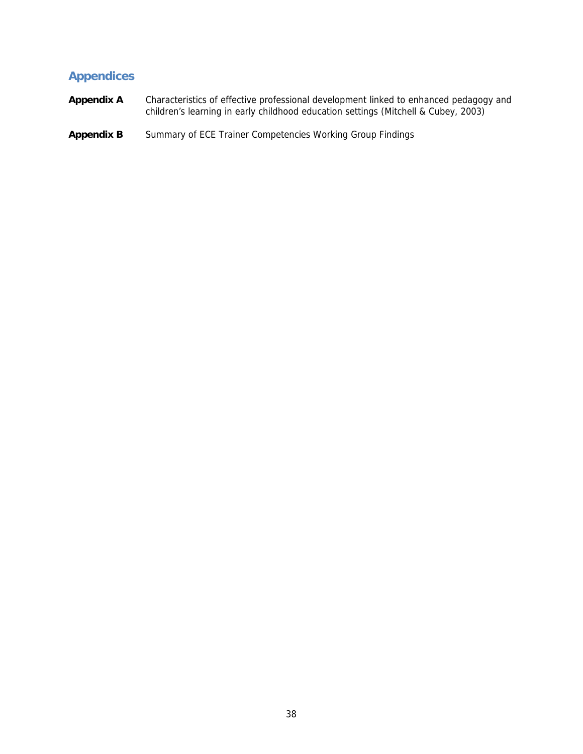## Appendices

**Appendix A** Characteristics of effective professional development linked to enhanced pedagogy and children's learning in early childhood education settings (Mitchell & Cubey, 2003)

**Appendix B** Summary of ECE Trainer Competencies Working Group Findings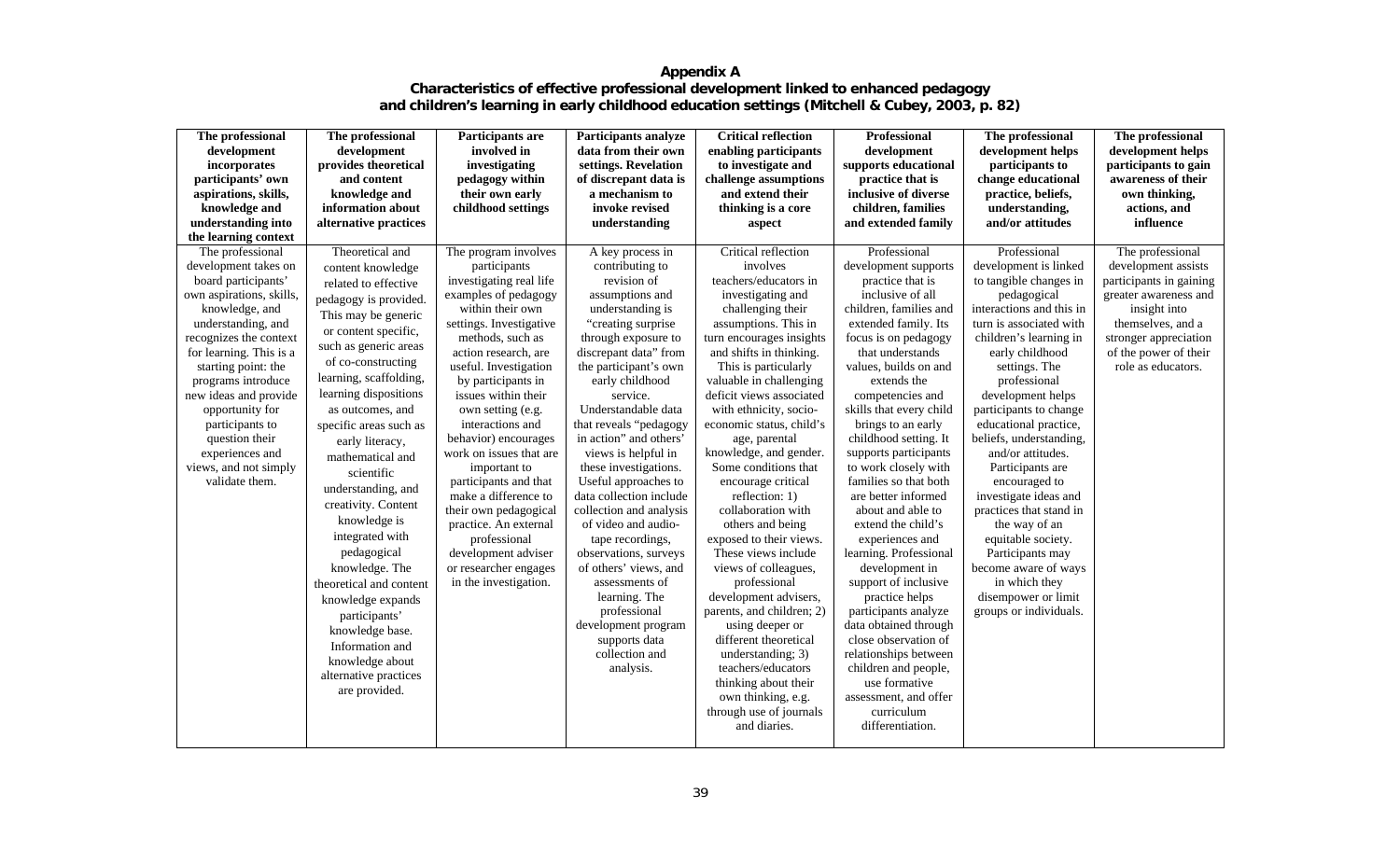# Appendix A

## Characteristics of effective professional development linked to enhanced pedagogy and children's learning in early childhood education settings (Mitchell & Cubey, 2003, p. 82)

| The professional development incorporates participants' own aspirations, skills, knowledge and understanding into the learning context | The professional development provides theoretical and content knowledge and information about alternative practices | Participants are involved in investigating pedagogy within their own early childhood settings | Participants analyze data from their own settings. Revelation of discrepant data is a mechanism to invoke revised understanding | Critical reflection enabling participants to investigate and challenge assumptions and extend their thinking is a core aspect | Professional development supports educational practice that is inclusive of diverse children, families and extended family | The professional development helps participants to change educational practice, beliefs, understanding, and/or attitudes | The professional development helps participants to gain awareness of their own thinking, actions, and influence |
|---|---|---|---|---|---|---|---|
| The professional development takes on board participants' own aspirations, skills, knowledge, and understanding, and recognizes the context for learning. This is a starting point: the programs introduce new ideas and provide opportunity for participants to question their experiences and views, and not simply validate them. | Theoretical and content knowledge related to effective pedagogy is provided. This may be generic or content specific, such as generic areas of co-constructing learning, scaffolding, learning dispositions as outcomes, and specific areas such as early literacy, mathematical and scientific understanding, and creativity. Content knowledge is integrated with pedagogical knowledge. The theoretical and content knowledge expands participants' knowledge base. Information and knowledge about alternative practices are provided. | The program involves participants investigating real life examples of pedagogy within their own settings. Investigative methods, such as action research, are useful. Investigation by participants in issues within their own setting (e.g. interactions and behavior) encourages work on issues that are important to participants and that make a difference to their own pedagogical practice. An external professional development adviser or researcher engages in the investigation. | A key process in contributing to revision of assumptions and understanding is "creating surprise through exposure to discrepant data" from the participant's own early childhood service. Understandable data that reveals "pedagogy in action" and others' views is helpful in these investigations. Useful approaches to data collection include collection and analysis of video and audio-tape recordings, observations, surveys of others' views, and assessments of learning. The professional development program supports data collection and analysis. | Critical reflection involves teachers/educators in investigating and challenging their assumptions. This in turn encourages insights and shifts in thinking. This is particularly valuable in challenging deficit views associated with ethnicity, socio-economic status, child's age, parental knowledge, and gender. Some conditions that encourage critical reflection: 1) collaboration with others and being exposed to their views. These views include views of colleagues, professional development advisers, parents, and children; 2) using deeper or different theoretical understanding; 3) teachers/educators thinking about their own thinking, e.g. through use of journals and diaries. | Professional development supports practice that is inclusive of all children, families and extended family. Its focus is on pedagogy that understands values, builds on and extends the competencies and skills that every child brings to an early childhood setting. It supports participants to work closely with families so that both are better informed about and able to extend the child's experiences and learning. Professional development in support of inclusive practice helps participants analyze data obtained through close observation of relationships between children and people, use formative assessment, and offer curriculum differentiation. | Professional development is linked to tangible changes in pedagogical interactions and this in turn is associated with children's learning in early childhood settings. The professional development helps participants to change educational practice, beliefs, understanding, and/or attitudes. Participants are encouraged to investigate ideas and practices that stand in the way of an equitable society. Participants may become aware of ways in which they disempower or limit groups or individuals. | The professional development assists participants in gaining greater awareness and insight into themselves, and a stronger appreciation of the power of their role as educators. |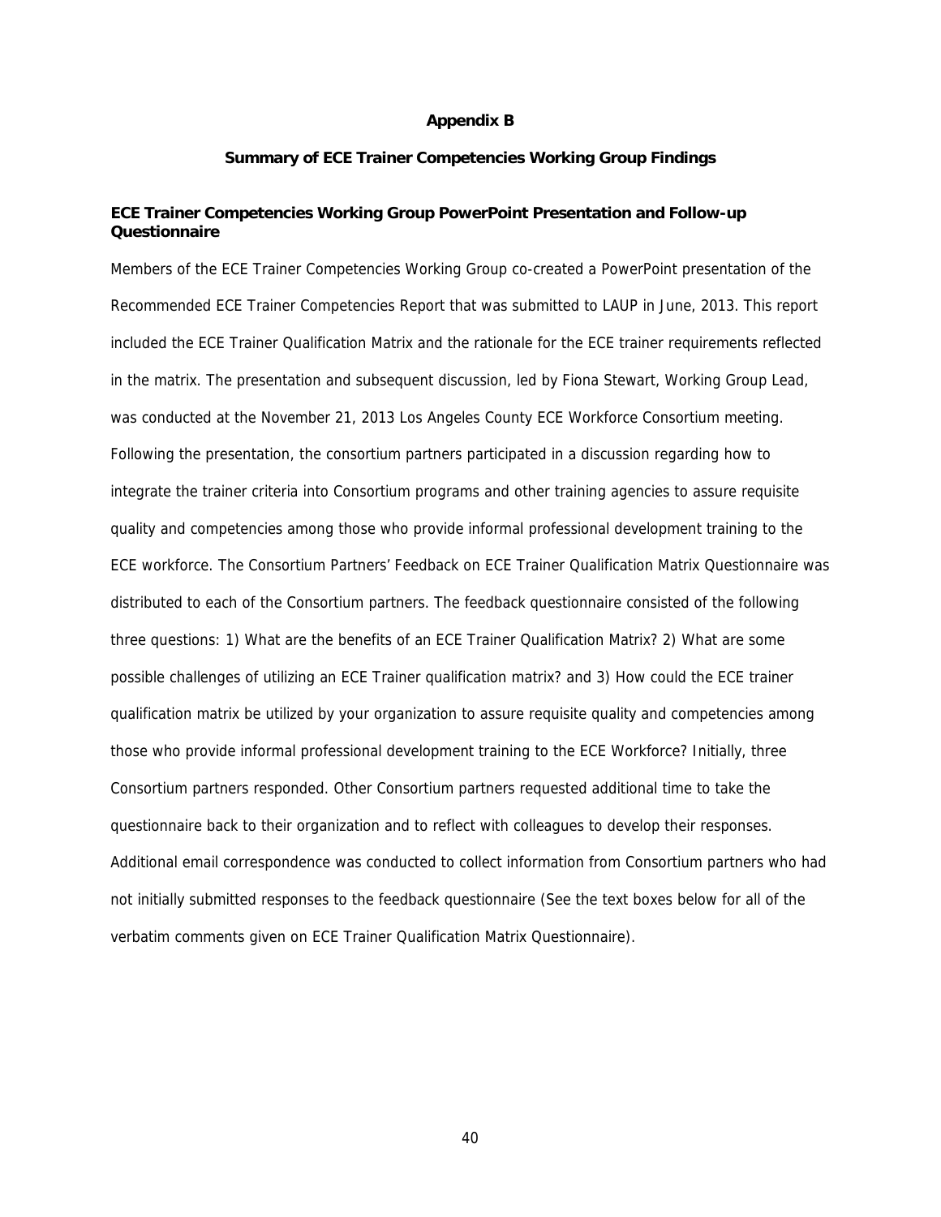# Appendix B

## Summary of ECE Trainer Competencies Working Group Findings

### ECE Trainer Competencies Working Group PowerPoint Presentation and Follow-up Questionnaire

Members of the ECE Trainer Competencies Working Group co-created a PowerPoint presentation of the Recommended ECE Trainer Competencies Report that was submitted to LAUP in June, 2013. This report included the ECE Trainer Qualification Matrix and the rationale for the ECE trainer requirements reflected in the matrix. The presentation and subsequent discussion, led by Fiona Stewart, Working Group Lead, was conducted at the November 21, 2013 Los Angeles County ECE Workforce Consortium meeting. Following the presentation, the consortium partners participated in a discussion regarding how to integrate the trainer criteria into Consortium programs and other training agencies to assure requisite quality and competencies among those who provide informal professional development training to the ECE workforce. The Consortium Partners' Feedback on ECE Trainer Qualification Matrix Questionnaire was distributed to each of the Consortium partners. The feedback questionnaire consisted of the following three questions: 1) What are the benefits of an ECE Trainer Qualification Matrix? 2) What are some possible challenges of utilizing an ECE Trainer qualification matrix? and 3) How could the ECE trainer qualification matrix be utilized by your organization to assure requisite quality and competencies among those who provide informal professional development training to the ECE Workforce? Initially, three Consortium partners responded. Other Consortium partners requested additional time to take the questionnaire back to their organization and to reflect with colleagues to develop their responses. Additional email correspondence was conducted to collect information from Consortium partners who had not initially submitted responses to the feedback questionnaire (See the text boxes below for all of the verbatim comments given on ECE Trainer Qualification Matrix Questionnaire).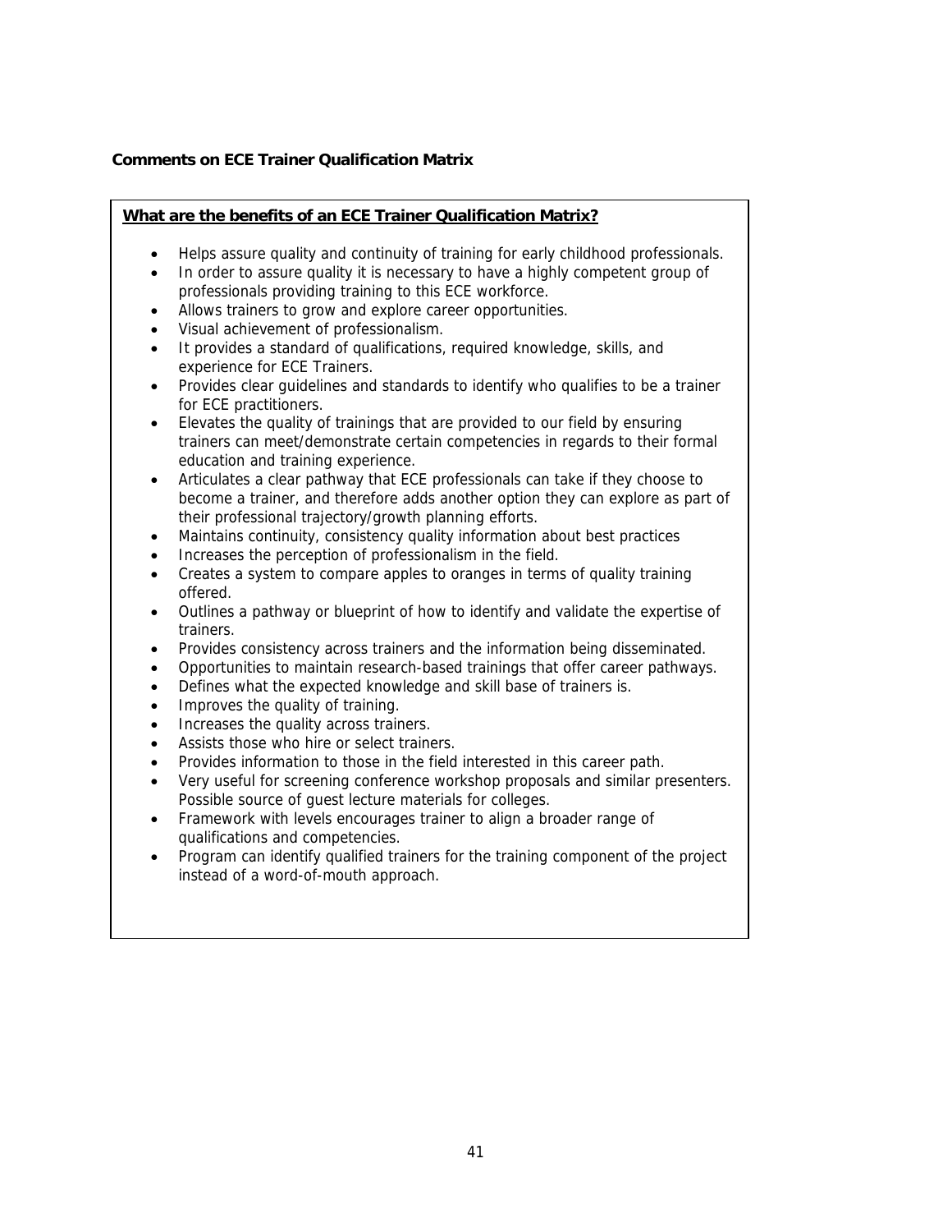**Comments on ECE Trainer Qualification Matrix**

**<u>What are the benefits of an ECE Trainer Qualification Matrix?</u>**

- Helps assure quality and continuity of training for early childhood professionals.
- In order to assure quality it is necessary to have a highly competent group of professionals providing training to this ECE workforce.
- Allows trainers to grow and explore career opportunities.
- Visual achievement of professionalism.
- It provides a standard of qualifications, required knowledge, skills, and experience for ECE Trainers.
- Provides clear guidelines and standards to identify who qualifies to be a trainer for ECE practitioners.
- Elevates the quality of trainings that are provided to our field by ensuring trainers can meet/demonstrate certain competencies in regards to their formal education and training experience.
- Articulates a clear pathway that ECE professionals can take if they choose to become a trainer, and therefore adds another option they can explore as part of their professional trajectory/growth planning efforts.
- Maintains continuity, consistency quality information about best practices
- Increases the perception of professionalism in the field.
- Creates a system to compare apples to oranges in terms of quality training offered.
- Outlines a pathway or blueprint of how to identify and validate the expertise of trainers.
- Provides consistency across trainers and the information being disseminated.
- Opportunities to maintain research-based trainings that offer career pathways.
- Defines what the expected knowledge and skill base of trainers is.
- Improves the quality of training.
- Increases the quality across trainers.
- Assists those who hire or select trainers.
- Provides information to those in the field interested in this career path.
- Very useful for screening conference workshop proposals and similar presenters. Possible source of guest lecture materials for colleges.
- Framework with levels encourages trainer to align a broader range of qualifications and competencies.
- Program can identify qualified trainers for the training component of the project instead of a word-of-mouth approach.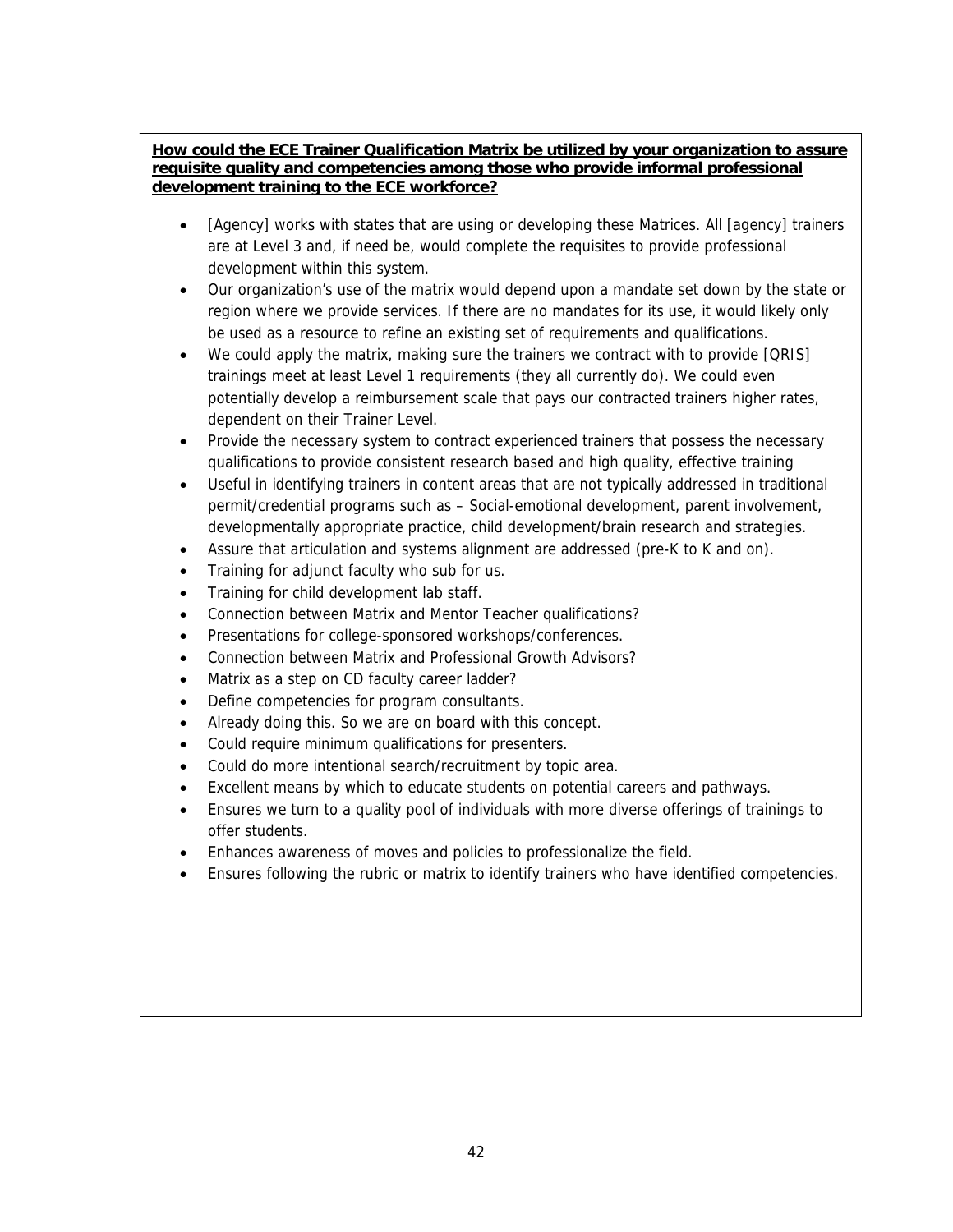**How could the ECE Trainer Qualification Matrix be utilized by your organization to assure requisite quality and competencies among those who provide informal professional development training to the ECE workforce?**

- [Agency] works with states that are using or developing these Matrices. All [agency] trainers are at Level 3 and, if need be, would complete the requisites to provide professional development within this system.
- Our organization's use of the matrix would depend upon a mandate set down by the state or region where we provide services. If there are no mandates for its use, it would likely only be used as a resource to refine an existing set of requirements and qualifications.
- We could apply the matrix, making sure the trainers we contract with to provide [QRIS] trainings meet at least Level 1 requirements (they all currently do). We could even potentially develop a reimbursement scale that pays our contracted trainers higher rates, dependent on their Trainer Level.
- Provide the necessary system to contract experienced trainers that possess the necessary qualifications to provide consistent research based and high quality, effective training
- Useful in identifying trainers in content areas that are not typically addressed in traditional permit/credential programs such as – Social-emotional development, parent involvement, developmentally appropriate practice, child development/brain research and strategies.
- Assure that articulation and systems alignment are addressed (pre-K to K and on).
- Training for adjunct faculty who sub for us.
- Training for child development lab staff.
- Connection between Matrix and Mentor Teacher qualifications?
- Presentations for college-sponsored workshops/conferences.
- Connection between Matrix and Professional Growth Advisors?
- Matrix as a step on CD faculty career ladder?
- Define competencies for program consultants.
- Already doing this. So we are on board with this concept.
- Could require minimum qualifications for presenters.
- Could do more intentional search/recruitment by topic area.
- Excellent means by which to educate students on potential careers and pathways.
- Ensures we turn to a quality pool of individuals with more diverse offerings of trainings to offer students.
- Enhances awareness of moves and policies to professionalize the field.
- Ensures following the rubric or matrix to identify trainers who have identified competencies.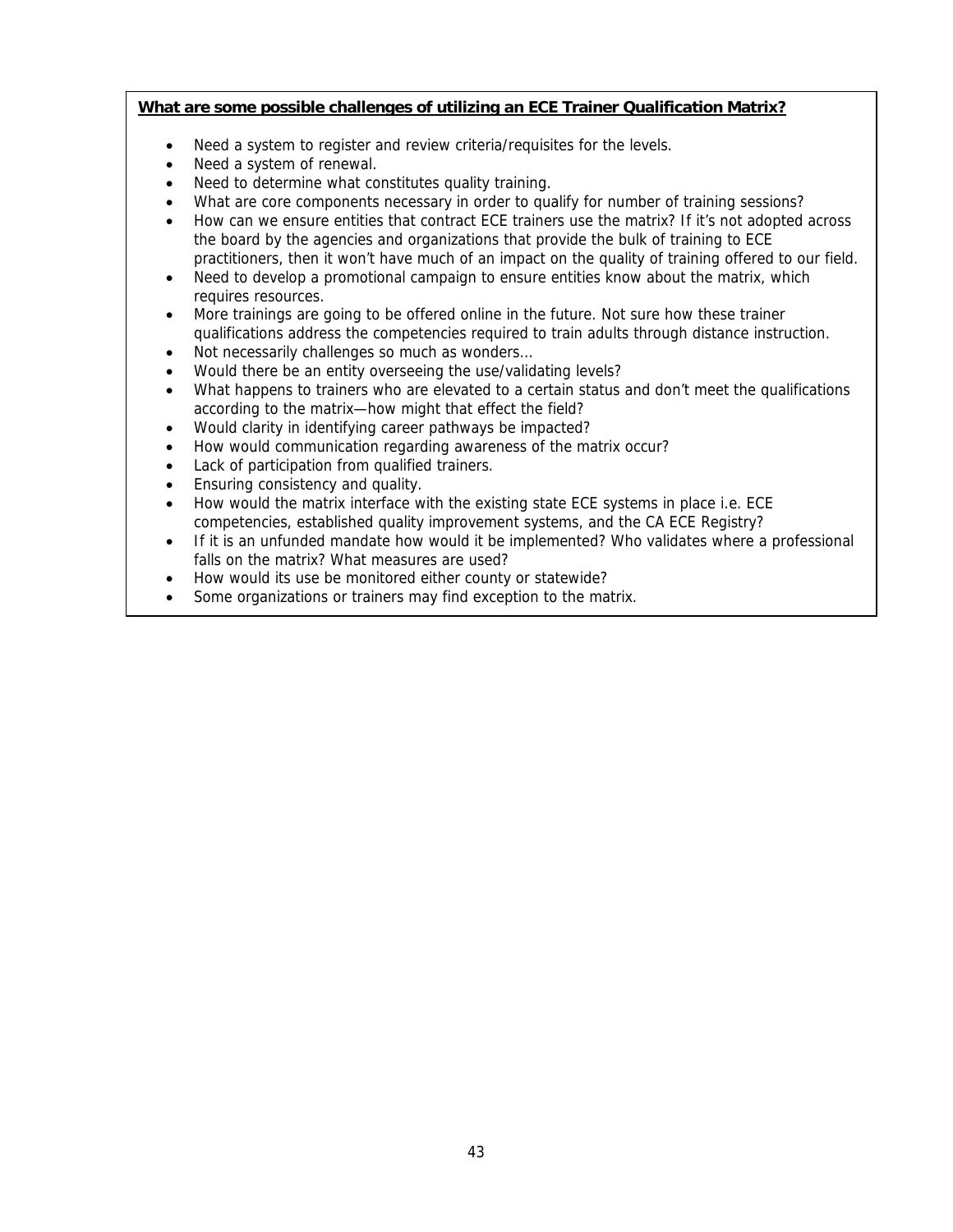**What are some possible challenges of utilizing an ECE Trainer Qualification Matrix?**

- Need a system to register and review criteria/requisites for the levels.
- Need a system of renewal.
- Need to determine what constitutes quality training.
- What are core components necessary in order to qualify for number of training sessions?
- How can we ensure entities that contract ECE trainers use the matrix? If it's not adopted across the board by the agencies and organizations that provide the bulk of training to ECE practitioners, then it won't have much of an impact on the quality of training offered to our field.
- Need to develop a promotional campaign to ensure entities know about the matrix, which requires resources.
- More trainings are going to be offered online in the future. Not sure how these trainer qualifications address the competencies required to train adults through distance instruction.
- Not necessarily challenges so much as wonders…
- Would there be an entity overseeing the use/validating levels?
- What happens to trainers who are elevated to a certain status and don't meet the qualifications according to the matrix—how might that effect the field?
- Would clarity in identifying career pathways be impacted?
- How would communication regarding awareness of the matrix occur?
- Lack of participation from qualified trainers.
- Ensuring consistency and quality.
- How would the matrix interface with the existing state ECE systems in place i.e. ECE competencies, established quality improvement systems, and the CA ECE Registry?
- If it is an unfunded mandate how would it be implemented? Who validates where a professional falls on the matrix? What measures are used?
- How would its use be monitored either county or statewide?
- Some organizations or trainers may find exception to the matrix.